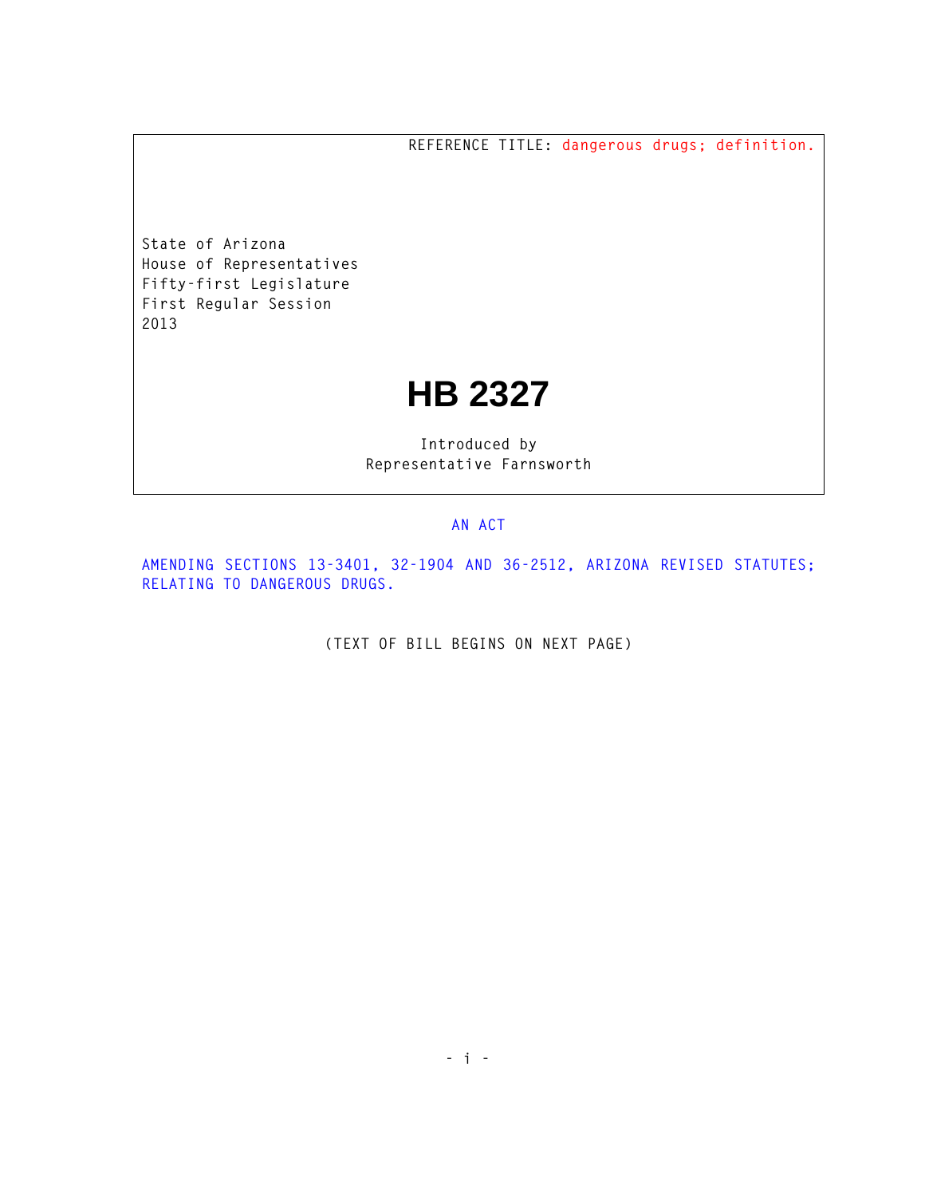REFERENCE TITLE: dangerous drugs; definition.

State of Arizona
House of Representatives
Fifty-first Legislature
First Regular Session
2013

# HB 2327

Introduced by
Representative Farnsworth

AN ACT

AMENDING SECTIONS 13-3401, 32-1904 AND 36-2512, ARIZONA REVISED STATUTES; RELATING TO DANGEROUS DRUGS.

(TEXT OF BILL BEGINS ON NEXT PAGE)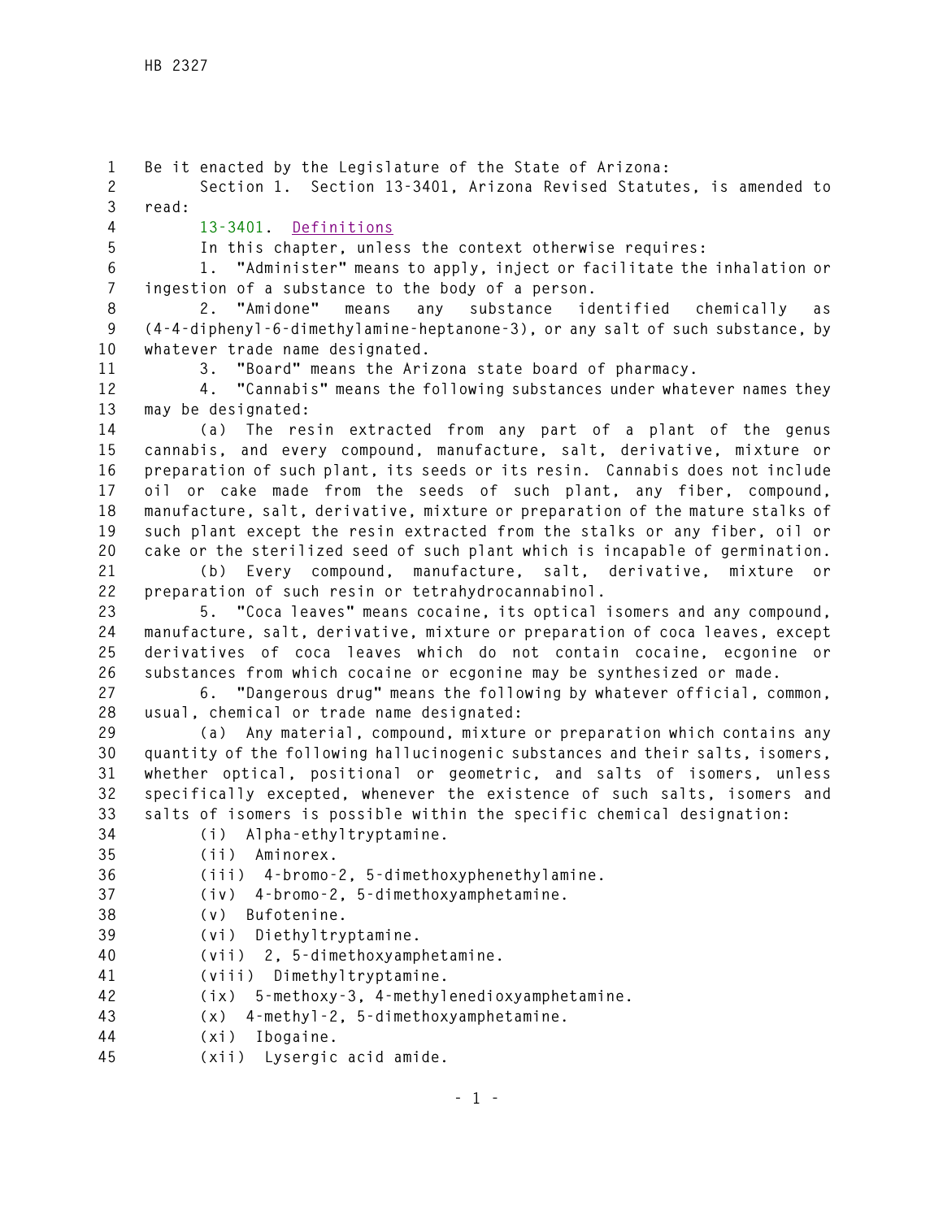Be it enacted by the Legislature of the State of Arizona:

Section 1. Section 13-3401, Arizona Revised Statutes, is amended to read:

13-3401. Definitions

In this chapter, unless the context otherwise requires:

1. "Administer" means to apply, inject or facilitate the inhalation or ingestion of a substance to the body of a person.

2. "Amidone" means any substance identified chemically as (4-4-diphenyl-6-dimethylamine-heptanone-3), or any salt of such substance, by whatever trade name designated.

3. "Board" means the Arizona state board of pharmacy.

4. "Cannabis" means the following substances under whatever names they may be designated:

(a) The resin extracted from any part of a plant of the genus cannabis, and every compound, manufacture, salt, derivative, mixture or preparation of such plant, its seeds or its resin. Cannabis does not include oil or cake made from the seeds of such plant, any fiber, compound, manufacture, salt, derivative, mixture or preparation of the mature stalks of such plant except the resin extracted from the stalks or any fiber, oil or cake or the sterilized seed of such plant which is incapable of germination.

(b) Every compound, manufacture, salt, derivative, mixture or preparation of such resin or tetrahydrocannabinol.

5. "Coca leaves" means cocaine, its optical isomers and any compound, manufacture, salt, derivative, mixture or preparation of coca leaves, except derivatives of coca leaves which do not contain cocaine, ecgonine or substances from which cocaine or ecgonine may be synthesized or made.

6. "Dangerous drug" means the following by whatever official, common, usual, chemical or trade name designated:

(a) Any material, compound, mixture or preparation which contains any quantity of the following hallucinogenic substances and their salts, isomers, whether optical, positional or geometric, and salts of isomers, unless specifically excepted, whenever the existence of such salts, isomers and salts of isomers is possible within the specific chemical designation:

(i) Alpha-ethyltryptamine.

(ii) Aminorex.

(iii) 4-bromo-2, 5-dimethoxyphenethylamine.

(iv) 4-bromo-2, 5-dimethoxyamphetamine.

(v) Bufotenine.

(vi) Diethyltryptamine.

(vii) 2, 5-dimethoxyamphetamine.

(viii) Dimethyltryptamine.

(ix) 5-methoxy-3, 4-methylenedioxyamphetamine.

(x) 4-methyl-2, 5-dimethoxyamphetamine.

(xi) Ibogaine.

(xii) Lysergic acid amide.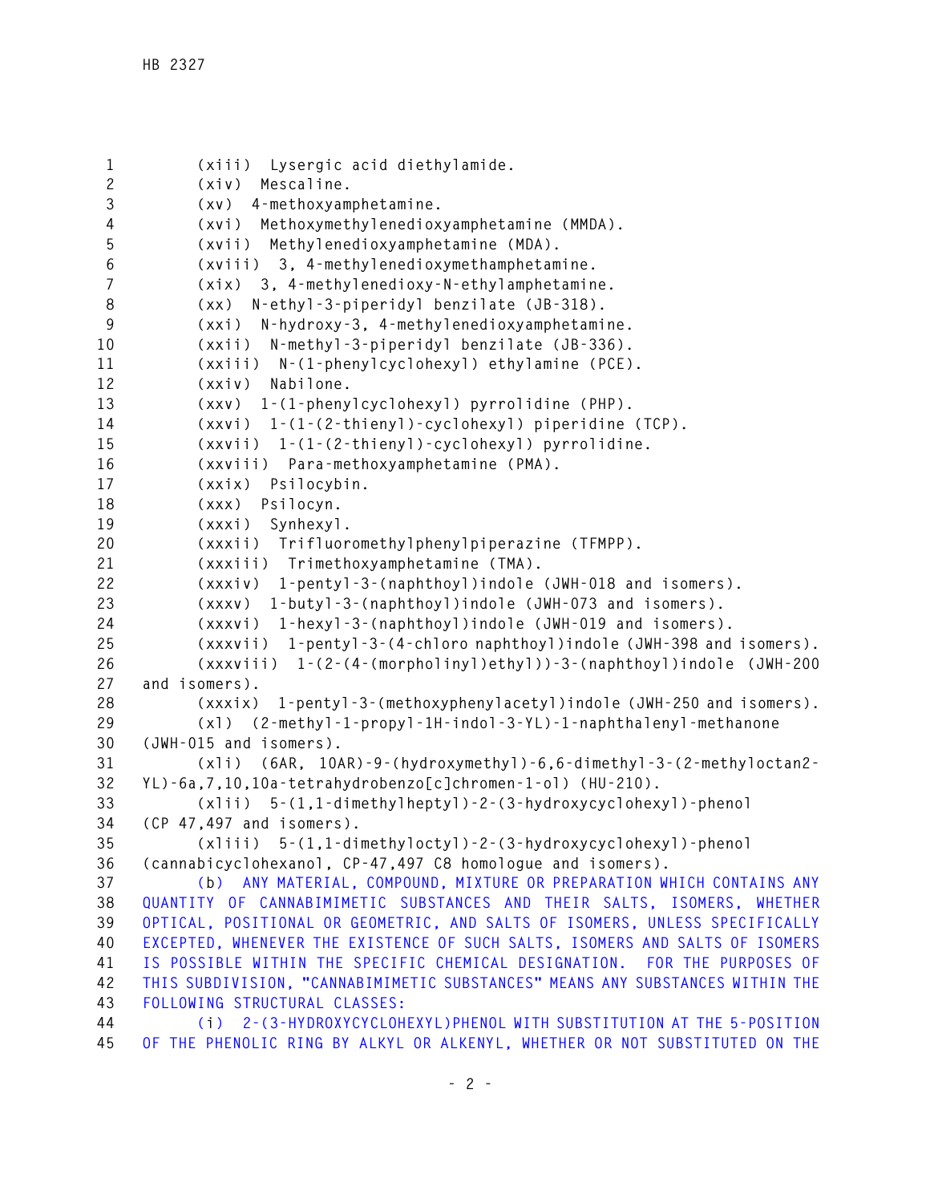(xiii) Lysergic acid diethylamide.

(xiv) Mescaline.

(xv) 4-methoxyamphetamine.

(xvi) Methoxymethylenedioxyamphetamine (MMDA).

(xvii) Methylenedioxyamphetamine (MDA).

(xviii) 3, 4-methylenedioxymethamphetamine.

(xix) 3, 4-methylenedioxy-N-ethylamphetamine.

(xx) N-ethyl-3-piperidyl benzilate (JB-318).

(xxi) N-hydroxy-3, 4-methylenedioxyamphetamine.

(xxii) N-methyl-3-piperidyl benzilate (JB-336).

(xxiii) N-(1-phenylcyclohexyl) ethylamine (PCE).

(xxiv) Nabilone.

(xxv) 1-(1-phenylcyclohexyl) pyrrolidine (PHP).

(xxvi) 1-(1-(2-thienyl)-cyclohexyl) piperidine (TCP).

(xxvii) 1-(1-(2-thienyl)-cyclohexyl) pyrrolidine.

(xxviii) Para-methoxyamphetamine (PMA).

(xxix) Psilocybin.

(xxx) Psilocyn.

(xxxi) Synhexyl.

(xxxii) Trifluoromethylphenylpiperazine (TFMPP).

(xxxiii) Trimethoxyamphetamine (TMA).

(xxxiv) 1-pentyl-3-(naphthoyl)indole (JWH-018 and isomers).

(xxxv) 1-butyl-3-(naphthoyl)indole (JWH-073 and isomers).

(xxxvi) 1-hexyl-3-(naphthoyl)indole (JWH-019 and isomers).

(xxxvii) 1-pentyl-3-(4-chloro naphthoyl)indole (JWH-398 and isomers).

(xxxviii) 1-(2-(4-(morpholinyl)ethyl))-3-(naphthoyl)indole (JWH-200 and isomers).

(xxxix) 1-pentyl-3-(methoxyphenylacetyl)indole (JWH-250 and isomers).

(xl) (2-methyl-1-propyl-1H-indol-3-YL)-1-naphthalenyl-methanone (JWH-015 and isomers).

(xli) (6AR, 10AR)-9-(hydroxymethyl)-6,6-dimethyl-3-(2-methyloctan2-YL)-6a,7,10,10a-tetrahydrobenzo[c]chromen-1-ol) (HU-210).

(xlii) 5-(1,1-dimethylheptyl)-2-(3-hydroxycyclohexyl)-phenol (CP 47,497 and isomers).

(xliii) 5-(1,1-dimethyloctyl)-2-(3-hydroxycyclohexyl)-phenol (cannabicyclohexanol, CP-47,497 C8 homologue and isomers).

(b) ANY MATERIAL, COMPOUND, MIXTURE OR PREPARATION WHICH CONTAINS ANY QUANTITY OF CANNABIMIMETIC SUBSTANCES AND THEIR SALTS, ISOMERS, WHETHER OPTICAL, POSITIONAL OR GEOMETRIC, AND SALTS OF ISOMERS, UNLESS SPECIFICALLY EXCEPTED, WHENEVER THE EXISTENCE OF SUCH SALTS, ISOMERS AND SALTS OF ISOMERS IS POSSIBLE WITHIN THE SPECIFIC CHEMICAL DESIGNATION. FOR THE PURPOSES OF THIS SUBDIVISION, "CANNABIMIMETIC SUBSTANCES" MEANS ANY SUBSTANCES WITHIN THE FOLLOWING STRUCTURAL CLASSES:

(i) 2-(3-HYDROXYCYCLOHEXYL)PHENOL WITH SUBSTITUTION AT THE 5-POSITION OF THE PHENOLIC RING BY ALKYL OR ALKENYL, WHETHER OR NOT SUBSTITUTED ON THE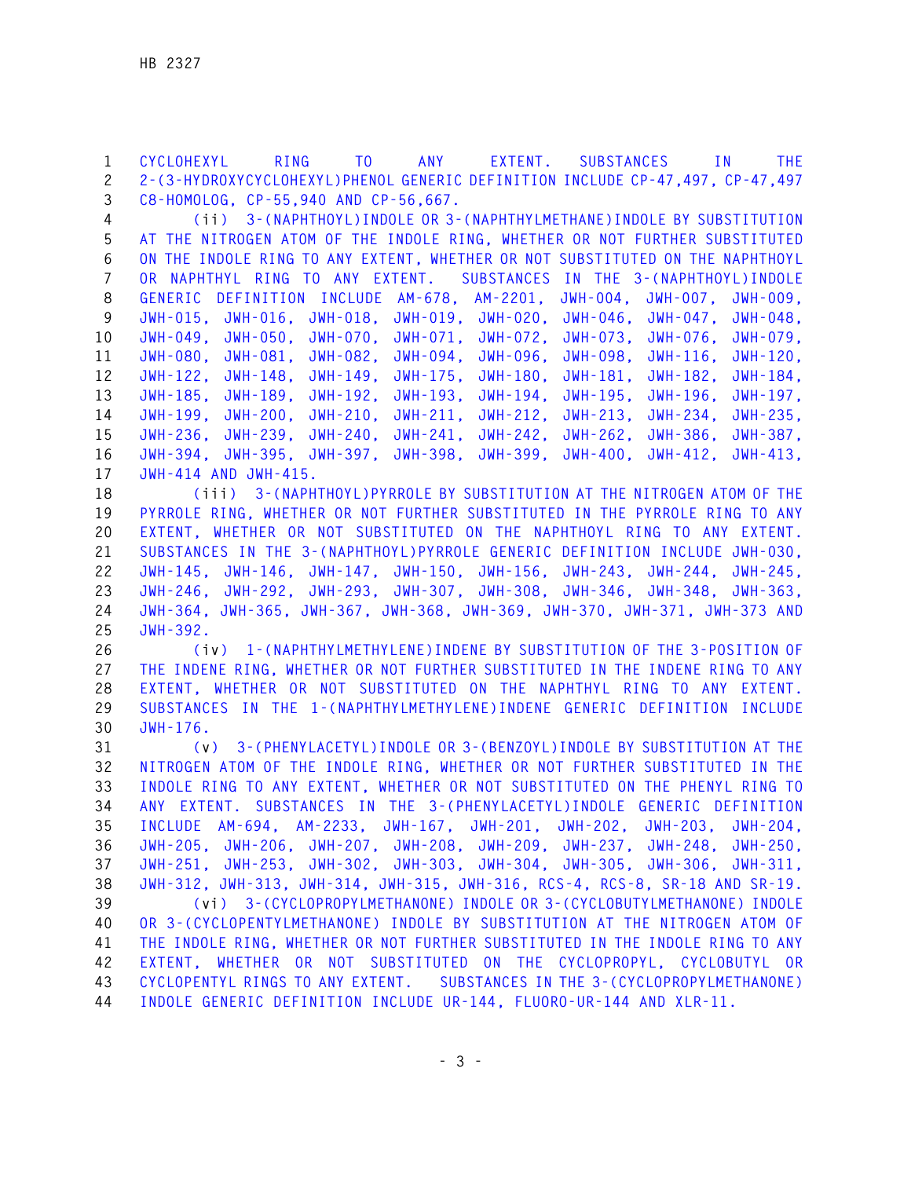CYCLOHEXYL RING TO ANY EXTENT. SUBSTANCES IN THE 2-(3-HYDROXYCYCLOHEXYL)PHENOL GENERIC DEFINITION INCLUDE CP-47,497, CP-47,497 C8-HOMOLOG, CP-55,940 AND CP-56,667.

(ii) 3-(NAPHTHOYL)INDOLE OR 3-(NAPHTHYLMETHANE)INDOLE BY SUBSTITUTION AT THE NITROGEN ATOM OF THE INDOLE RING, WHETHER OR NOT FURTHER SUBSTITUTED ON THE INDOLE RING TO ANY EXTENT, WHETHER OR NOT SUBSTITUTED ON THE NAPHTHOYL OR NAPHTHYL RING TO ANY EXTENT. SUBSTANCES IN THE 3-(NAPHTHOYL)INDOLE GENERIC DEFINITION INCLUDE AM-678, AM-2201, JWH-004, JWH-007, JWH-009, JWH-015, JWH-016, JWH-018, JWH-019, JWH-020, JWH-046, JWH-047, JWH-048, JWH-049, JWH-050, JWH-070, JWH-071, JWH-072, JWH-073, JWH-076, JWH-079, JWH-080, JWH-081, JWH-082, JWH-094, JWH-096, JWH-098, JWH-116, JWH-120, JWH-122, JWH-148, JWH-149, JWH-175, JWH-180, JWH-181, JWH-182, JWH-184, JWH-185, JWH-189, JWH-192, JWH-193, JWH-194, JWH-195, JWH-196, JWH-197, JWH-199, JWH-200, JWH-210, JWH-211, JWH-212, JWH-213, JWH-234, JWH-235, JWH-236, JWH-239, JWH-240, JWH-241, JWH-242, JWH-262, JWH-386, JWH-387, JWH-394, JWH-395, JWH-397, JWH-398, JWH-399, JWH-400, JWH-412, JWH-413, JWH-414 AND JWH-415.

(iii) 3-(NAPHTHOYL)PYRROLE BY SUBSTITUTION AT THE NITROGEN ATOM OF THE PYRROLE RING, WHETHER OR NOT FURTHER SUBSTITUTED IN THE PYRROLE RING TO ANY EXTENT, WHETHER OR NOT SUBSTITUTED ON THE NAPHTHOYL RING TO ANY EXTENT. SUBSTANCES IN THE 3-(NAPHTHOYL)PYRROLE GENERIC DEFINITION INCLUDE JWH-030, JWH-145, JWH-146, JWH-147, JWH-150, JWH-156, JWH-243, JWH-244, JWH-245, JWH-246, JWH-292, JWH-293, JWH-307, JWH-308, JWH-346, JWH-348, JWH-363, JWH-364, JWH-365, JWH-367, JWH-368, JWH-369, JWH-370, JWH-371, JWH-373 AND JWH-392.

(iv) 1-(NAPHTHYLMETHYLENE)INDENE BY SUBSTITUTION OF THE 3-POSITION OF THE INDENE RING, WHETHER OR NOT FURTHER SUBSTITUTED IN THE INDENE RING TO ANY EXTENT, WHETHER OR NOT SUBSTITUTED ON THE NAPHTHYL RING TO ANY EXTENT. SUBSTANCES IN THE 1-(NAPHTHYLMETHYLENE)INDENE GENERIC DEFINITION INCLUDE JWH-176.

(v) 3-(PHENYLACETYL)INDOLE OR 3-(BENZOYL)INDOLE BY SUBSTITUTION AT THE NITROGEN ATOM OF THE INDOLE RING, WHETHER OR NOT FURTHER SUBSTITUTED IN THE INDOLE RING TO ANY EXTENT, WHETHER OR NOT SUBSTITUTED ON THE PHENYL RING TO ANY EXTENT. SUBSTANCES IN THE 3-(PHENYLACETYL)INDOLE GENERIC DEFINITION INCLUDE AM-694, AM-2233, JWH-167, JWH-201, JWH-202, JWH-203, JWH-204, JWH-205, JWH-206, JWH-207, JWH-208, JWH-209, JWH-237, JWH-248, JWH-250, JWH-251, JWH-253, JWH-302, JWH-303, JWH-304, JWH-305, JWH-306, JWH-311, JWH-312, JWH-313, JWH-314, JWH-315, JWH-316, RCS-4, RCS-8, SR-18 AND SR-19.

(vi) 3-(CYCLOPROPYLMETHANONE) INDOLE OR 3-(CYCLOBUTYLMETHANONE) INDOLE OR 3-(CYCLOPENTYLMETHANONE) INDOLE BY SUBSTITUTION AT THE NITROGEN ATOM OF THE INDOLE RING, WHETHER OR NOT FURTHER SUBSTITUTED IN THE INDOLE RING TO ANY EXTENT, WHETHER OR NOT SUBSTITUTED ON THE CYCLOPROPYL, CYCLOBUTYL OR CYCLOPENTYL RINGS TO ANY EXTENT. SUBSTANCES IN THE 3-(CYCLOPROPYLMETHANONE) INDOLE GENERIC DEFINITION INCLUDE UR-144, FLUORO-UR-144 AND XLR-11.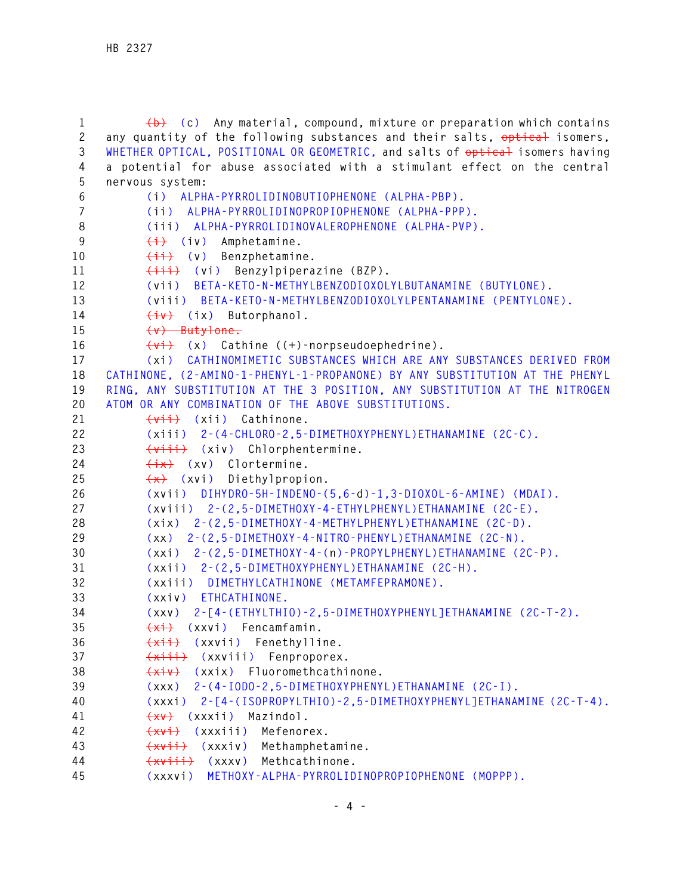~~(b)~~ (c) Any material, compound, mixture or preparation which contains any quantity of the following substances and their salts, ~~optical~~ isomers, WHETHER OPTICAL, POSITIONAL OR GEOMETRIC, and salts of ~~optical~~ isomers having a potential for abuse associated with a stimulant effect on the central nervous system:

(i) ALPHA-PYRROLIDINOBUTIOPHENONE (ALPHA-PBP).

(ii) ALPHA-PYRROLIDINOPROPIOPHENONE (ALPHA-PPP).

(iii) ALPHA-PYRROLIDINOVALEROPHENONE (ALPHA-PVP).

~~(i)~~ (iv) Amphetamine.

~~(ii)~~ (v) Benzphetamine.

~~(iii)~~ (vi) Benzylpiperazine (BZP).

(vii) BETA-KETO-N-METHYLBENZODIOXOLYLBUTANAMINE (BUTYLONE).

(viii) BETA-KETO-N-METHYLBENZODIOXOLYLPENTANAMINE (PENTYLONE).

~~(iv)~~ (ix) Butorphanol.

~~(v) Butylone.~~

~~(vi)~~ (x) Cathine ((+)-norpseudoephedrine).

(xi) CATHINOMIMETIC SUBSTANCES WHICH ARE ANY SUBSTANCES DERIVED FROM CATHINONE, (2-AMINO-1-PHENYL-1-PROPANONE) BY ANY SUBSTITUTION AT THE PHENYL RING, ANY SUBSTITUTION AT THE 3 POSITION, ANY SUBSTITUTION AT THE NITROGEN ATOM OR ANY COMBINATION OF THE ABOVE SUBSTITUTIONS.

~~(vii)~~ (xii) Cathinone.

(xiii) 2-(4-CHLORO-2,5-DIMETHOXYPHENYL)ETHANAMINE (2C-C).

~~(viii)~~ (xiv) Chlorphentermine.

~~(ix)~~ (xv) Clortermine.

~~(x)~~ (xvi) Diethylpropion.

(xvii) DIHYDRO-5H-INDENO-(5,6-d)-1,3-DIOXOL-6-AMINE) (MDAI).

(xviii) 2-(2,5-DIMETHOXY-4-ETHYLPHENYL)ETHANAMINE (2C-E).

(xix) 2-(2,5-DIMETHOXY-4-METHYLPHENYL)ETHANAMINE (2C-D).

(xx) 2-(2,5-DIMETHOXY-4-NITRO-PHENYL)ETHANAMINE (2C-N).

(xxi) 2-(2,5-DIMETHOXY-4-(n)-PROPYLPHENYL)ETHANAMINE (2C-P).

(xxii) 2-(2,5-DIMETHOXYPHENYL)ETHANAMINE (2C-H).

(xxiii) DIMETHYLCATHINONE (METAMFEPRAMONE).

(xxiv) ETHCATHINONE.

(xxv) 2-[4-(ETHYLTHIO)-2,5-DIMETHOXYPHENYL]ETHANAMINE (2C-T-2).

~~(xi)~~ (xxvi) Fencamfamin.

~~(xii)~~ (xxvii) Fenethylline.

~~(xiii)~~ (xxviii) Fenproporex.

~~(xiv)~~ (xxix) Fluoromethcathinone.

(xxx) 2-(4-IODO-2,5-DIMETHOXYPHENYL)ETHANAMINE (2C-I).

(xxxi) 2-[4-(ISOPROPYLTHIO)-2,5-DIMETHOXYPHENYL]ETHANAMINE (2C-T-4).

~~(xv)~~ (xxxii) Mazindol.

~~(xvi)~~ (xxxiii) Mefenorex.

~~(xvii)~~ (xxxiv) Methamphetamine.

~~(xviii)~~ (xxxv) Methcathinone.

(xxxvi) METHOXY-ALPHA-PYRROLIDINOPROPIOPHENONE (MOPPP).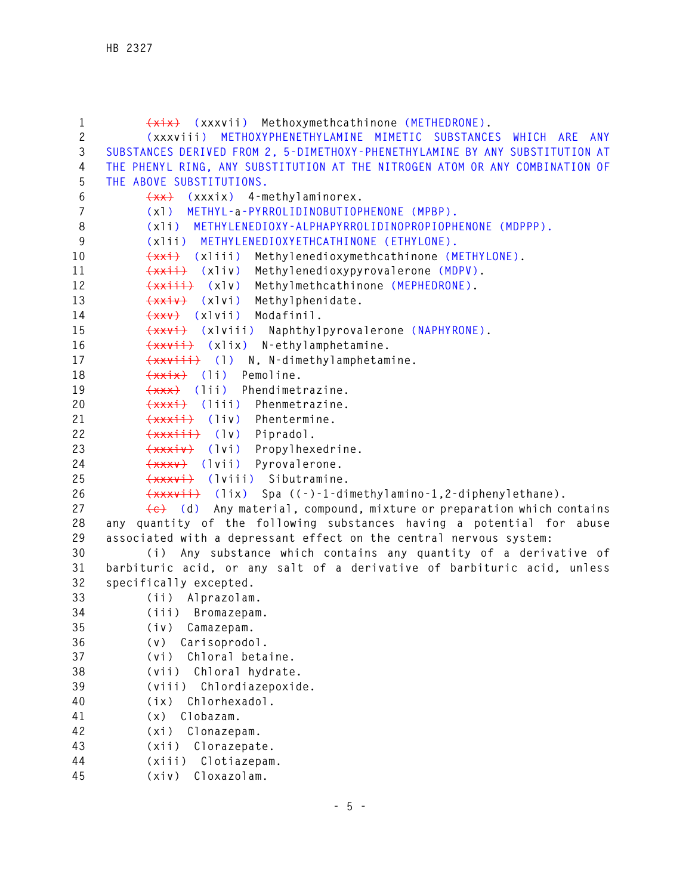~~(xix)~~ (xxxvii) Methoxymethcathinone (METHEDRONE).

(xxxviii) METHOXYPHENETHYLAMINE MIMETIC SUBSTANCES WHICH ARE ANY SUBSTANCES DERIVED FROM 2, 5-DIMETHOXY-PHENETHYLAMINE BY ANY SUBSTITUTION AT THE PHENYL RING, ANY SUBSTITUTION AT THE NITROGEN ATOM OR ANY COMBINATION OF THE ABOVE SUBSTITUTIONS.

~~(xx)~~ (xxxix) 4-methylaminorex.

(xl) METHYL-a-PYRROLIDINOBUTIOPHENONE (MPBP).

(xli) METHYLENEDIOXY-ALPHAPYRROLIDINOPROPIOPHENONE (MDPPP).

(xlii) METHYLENEDIOXYETHCATHINONE (ETHYLONE).

~~(xxi)~~ (xliii) Methylenedioxymethcathinone (METHYLONE).

~~(xxii)~~ (xliv) Methylenedioxypyrovalerone (MDPV).

~~(xxiii)~~ (xlv) Methylmethcathinone (MEPHEDRONE).

~~(xxiv)~~ (xlvi) Methylphenidate.

~~(xxv)~~ (xlvii) Modafinil.

~~(xxvi)~~ (xlviii) Naphthylpyrovalerone (NAPHYRONE).

~~(xxvii)~~ (xlix) N-ethylamphetamine.

~~(xxviii)~~ (l) N, N-dimethylamphetamine.

~~(xxix)~~ (li) Pemoline.

~~(xxx)~~ (lii) Phendimetrazine.

~~(xxxi)~~ (liii) Phenmetrazine.

~~(xxxii)~~ (liv) Phentermine.

~~(xxxiii)~~ (lv) Pipradol.

~~(xxxiv)~~ (lvi) Propylhexedrine.

~~(xxxv)~~ (lvii) Pyrovalerone.

~~(xxxvi)~~ (lviii) Sibutramine.

~~(xxxvii)~~ (lix) Spa ((-)-1-dimethylamino-1,2-diphenylethane).

~~(c)~~ (d) Any material, compound, mixture or preparation which contains any quantity of the following substances having a potential for abuse associated with a depressant effect on the central nervous system:

(i) Any substance which contains any quantity of a derivative of barbituric acid, or any salt of a derivative of barbituric acid, unless specifically excepted.

(ii) Alprazolam.

(iii) Bromazepam.

(iv) Camazepam.

(v) Carisoprodol.

(vi) Chloral betaine.

(vii) Chloral hydrate.

(viii) Chlordiazepoxide.

(ix) Chlorhexadol.

(x) Clobazam.

(xi) Clonazepam.

(xii) Clorazepate.

(xiii) Clotiazepam.

(xiv) Cloxazolam.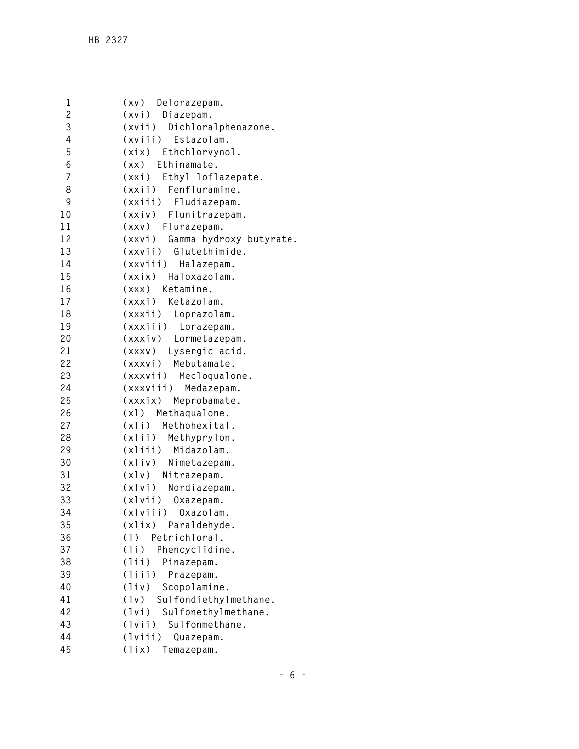(xv) Delorazepam.
(xvi) Diazepam.
(xvii) Dichloralphenazone.
(xviii) Estazolam.
(xix) Ethchlorvynol.
(xx) Ethinamate.
(xxi) Ethyl loflazepate.
(xxii) Fenfluramine.
(xxiii) Fludiazepam.
(xxiv) Flunitrazepam.
(xxv) Flurazepam.
(xxvi) Gamma hydroxy butyrate.
(xxvii) Glutethimide.
(xxviii) Halazepam.
(xxix) Haloxazolam.
(xxx) Ketamine.
(xxxi) Ketazolam.
(xxxii) Loprazolam.
(xxxiii) Lorazepam.
(xxxiv) Lormetazepam.
(xxxv) Lysergic acid.
(xxxvi) Mebutamate.
(xxxvii) Mecloqualone.
(xxxviii) Medazepam.
(xxxix) Meprobamate.
(xl) Methaqualone.
(xli) Methohexital.
(xlii) Methyprylon.
(xliii) Midazolam.
(xliv) Nimetazepam.
(xlv) Nitrazepam.
(xlvi) Nordiazepam.
(xlvii) Oxazepam.
(xlviii) Oxazolam.
(xlix) Paraldehyde.
(l) Petrichloral.
(li) Phencyclidine.
(lii) Pinazepam.
(liii) Prazepam.
(liv) Scopolamine.
(lv) Sulfondiethylmethane.
(lvi) Sulfonethylmethane.
(lvii) Sulfonmethane.
(lviii) Quazepam.
(lix) Temazepam.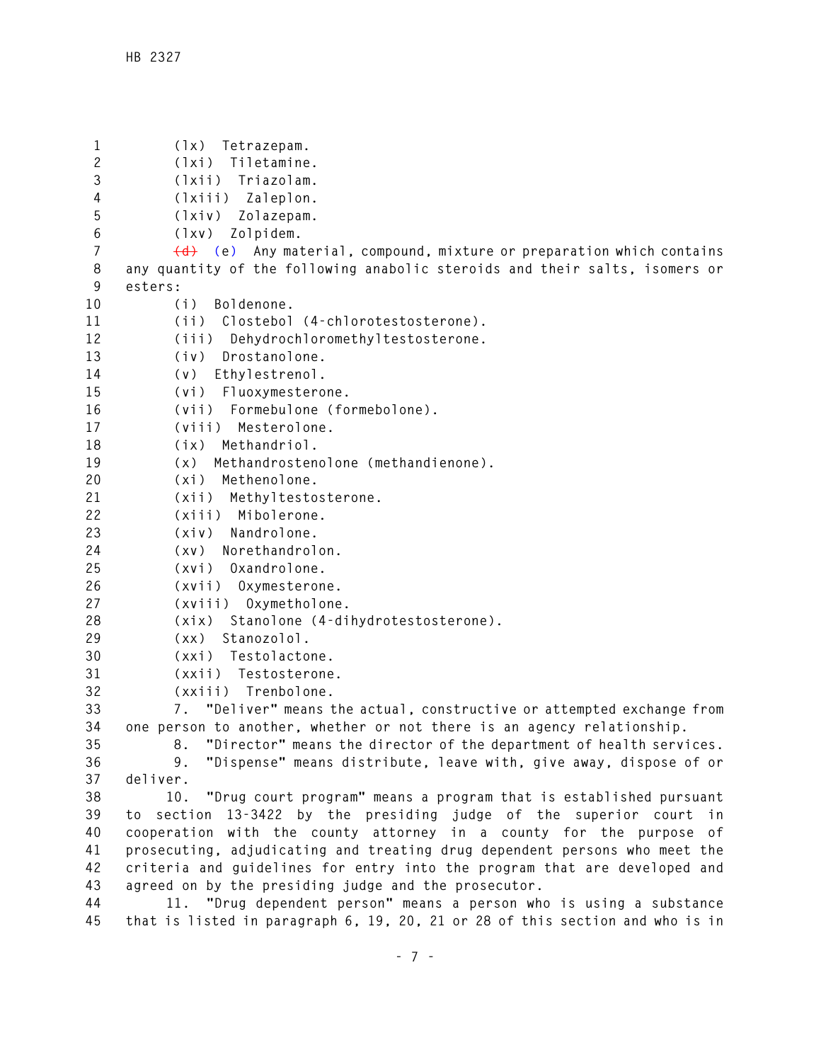(lx) Tetrazepam.

(lxi) Tiletamine.

(lxii) Triazolam.

(lxiii) Zaleplon.

(lxiv) Zolazepam.

(lxv) Zolpidem.

~~(d)~~ (e) Any material, compound, mixture or preparation which contains any quantity of the following anabolic steroids and their salts, isomers or esters:

(i) Boldenone.

(ii) Clostebol (4-chlorotestosterone).

(iii) Dehydrochloromethyltestosterone.

(iv) Drostanolone.

(v) Ethylestrenol.

(vi) Fluoxymesterone.

(vii) Formebulone (formebolone).

(viii) Mesterolone.

(ix) Methandriol.

(x) Methandrostenolone (methandienone).

(xi) Methenolone.

(xii) Methyltestosterone.

(xiii) Mibolerone.

(xiv) Nandrolone.

(xv) Norethandrolon.

(xvi) Oxandrolone.

(xvii) Oxymesterone.

(xviii) Oxymetholone.

(xix) Stanolone (4-dihydrotestosterone).

(xx) Stanozolol.

(xxi) Testolactone.

(xxii) Testosterone.

(xxiii) Trenbolone.

7. "Deliver" means the actual, constructive or attempted exchange from one person to another, whether or not there is an agency relationship.

8. "Director" means the director of the department of health services.

9. "Dispense" means distribute, leave with, give away, dispose of or deliver.

10. "Drug court program" means a program that is established pursuant to section 13-3422 by the presiding judge of the superior court in cooperation with the county attorney in a county for the purpose of prosecuting, adjudicating and treating drug dependent persons who meet the criteria and guidelines for entry into the program that are developed and agreed on by the presiding judge and the prosecutor.

11. "Drug dependent person" means a person who is using a substance that is listed in paragraph 6, 19, 20, 21 or 28 of this section and who is in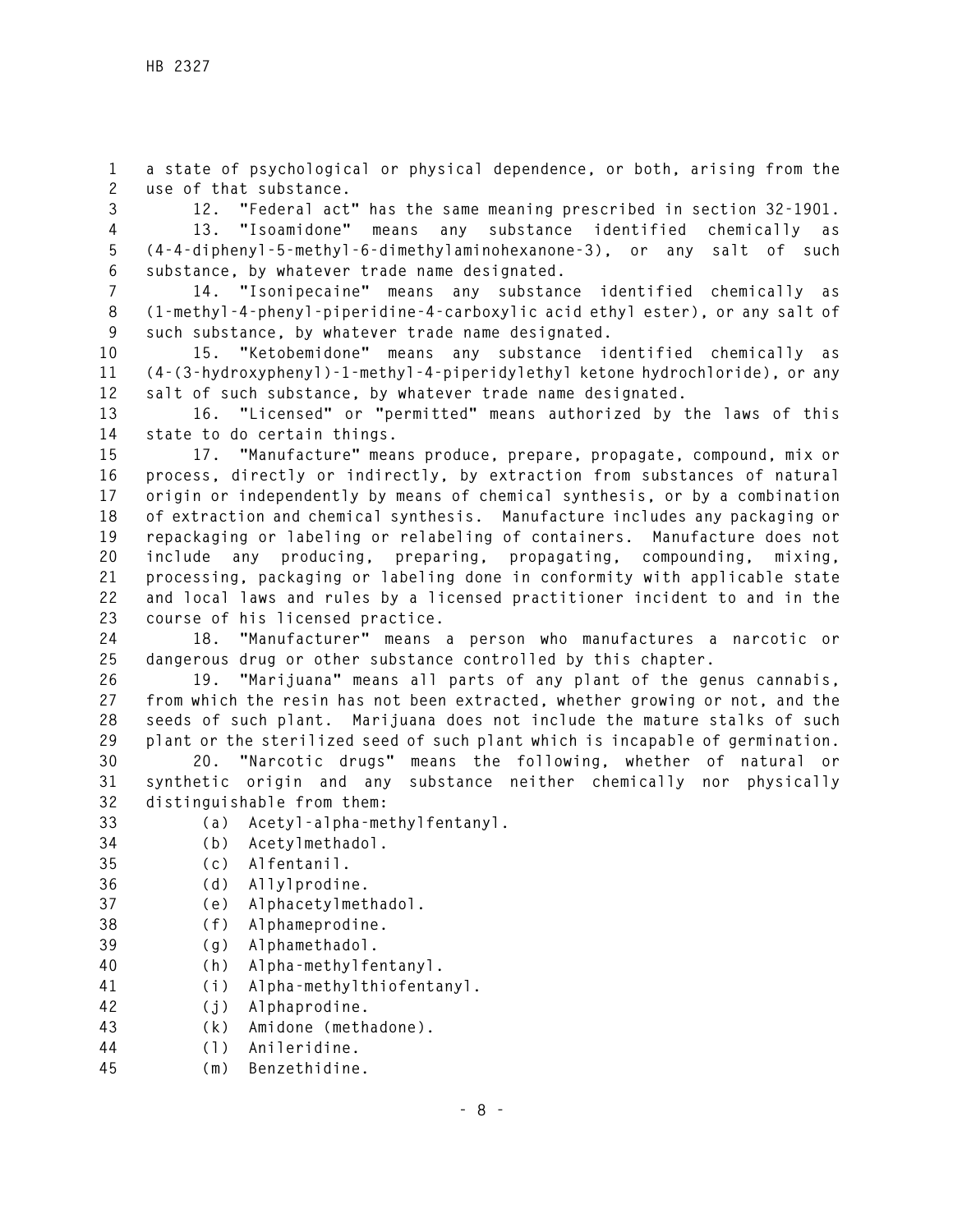a state of psychological or physical dependence, or both, arising from the use of that substance.

12. "Federal act" has the same meaning prescribed in section 32-1901.

13. "Isoamidone" means any substance identified chemically as (4-4-diphenyl-5-methyl-6-dimethylaminohexanone-3), or any salt of such substance, by whatever trade name designated.

14. "Isonipecaine" means any substance identified chemically as (1-methyl-4-phenyl-piperidine-4-carboxylic acid ethyl ester), or any salt of such substance, by whatever trade name designated.

15. "Ketobemidone" means any substance identified chemically as (4-(3-hydroxyphenyl)-1-methyl-4-piperidylethyl ketone hydrochloride), or any salt of such substance, by whatever trade name designated.

16. "Licensed" or "permitted" means authorized by the laws of this state to do certain things.

17. "Manufacture" means produce, prepare, propagate, compound, mix or process, directly or indirectly, by extraction from substances of natural origin or independently by means of chemical synthesis, or by a combination of extraction and chemical synthesis. Manufacture includes any packaging or repackaging or labeling or relabeling of containers. Manufacture does not include any producing, preparing, propagating, compounding, mixing, processing, packaging or labeling done in conformity with applicable state and local laws and rules by a licensed practitioner incident to and in the course of his licensed practice.

18. "Manufacturer" means a person who manufactures a narcotic or dangerous drug or other substance controlled by this chapter.

19. "Marijuana" means all parts of any plant of the genus cannabis, from which the resin has not been extracted, whether growing or not, and the seeds of such plant. Marijuana does not include the mature stalks of such plant or the sterilized seed of such plant which is incapable of germination.

20. "Narcotic drugs" means the following, whether of natural or synthetic origin and any substance neither chemically nor physically distinguishable from them:

(a) Acetyl-alpha-methylfentanyl.

(b) Acetylmethadol.

(c) Alfentanil.

(d) Allylprodine.

(e) Alphacetylmethadol.

(f) Alphameprodine.

(g) Alphamethadol.

(h) Alpha-methylfentanyl.

(i) Alpha-methylthiofentanyl.

(j) Alphaprodine.

(k) Amidone (methadone).

(l) Anileridine.

(m) Benzethidine.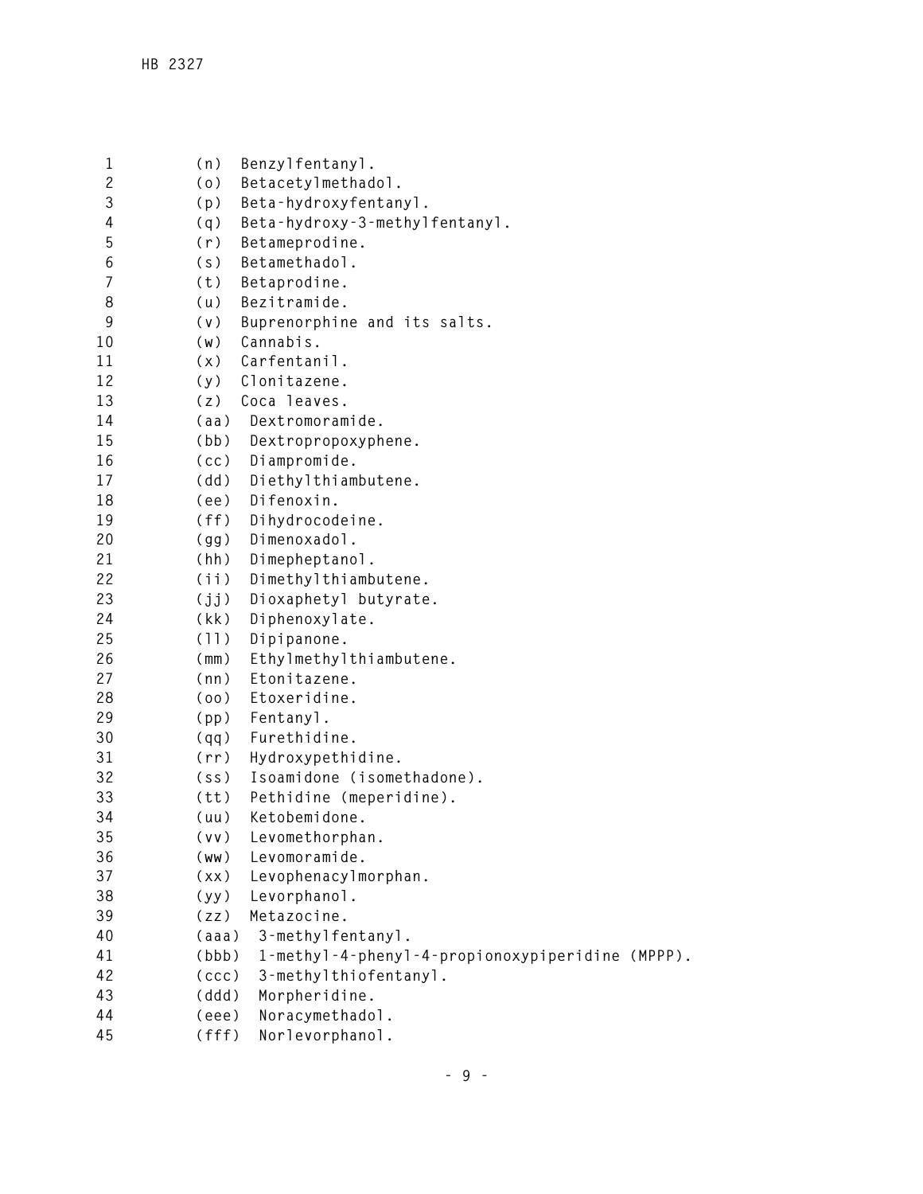(n) Benzylfentanyl.
(o) Betacetylmethadol.
(p) Beta-hydroxyfentanyl.
(q) Beta-hydroxy-3-methylfentanyl.
(r) Betameprodine.
(s) Betamethadol.
(t) Betaprodine.
(u) Bezitramide.
(v) Buprenorphine and its salts.
(w) Cannabis.
(x) Carfentanil.
(y) Clonitazene.
(z) Coca leaves.
(aa) Dextromoramide.
(bb) Dextropropoxyphene.
(cc) Diampromide.
(dd) Diethylthiambutene.
(ee) Difenoxin.
(ff) Dihydrocodeine.
(gg) Dimenoxadol.
(hh) Dimepheptanol.
(ii) Dimethylthiambutene.
(jj) Dioxaphetyl butyrate.
(kk) Diphenoxylate.
(ll) Dipipanone.
(mm) Ethylmethylthiambutene.
(nn) Etonitazene.
(oo) Etoxeridine.
(pp) Fentanyl.
(qq) Furethidine.
(rr) Hydroxypethidine.
(ss) Isoamidone (isomethadone).
(tt) Pethidine (meperidine).
(uu) Ketobemidone.
(vv) Levomethorphan.
(ww) Levomoramide.
(xx) Levophenacylmorphan.
(yy) Levorphanol.
(zz) Metazocine.
(aaa) 3-methylfentanyl.
(bbb) 1-methyl-4-phenyl-4-propionoxypiperidine (MPPP).
(ccc) 3-methylthiofentanyl.
(ddd) Morpheridine.
(eee) Noracymethadol.
(fff) Norlevorphanol.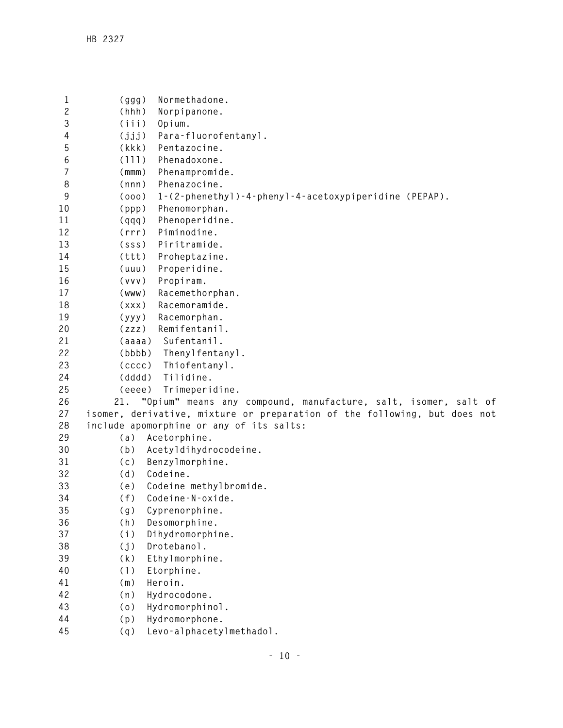(ggg) Normethadone.

(hhh) Norpipanone.

(iii) Opium.

(jjj) Para-fluorofentanyl.

(kkk) Pentazocine.

(lll) Phenadoxone.

(mmm) Phenampromide.

(nnn) Phenazocine.

(ooo) 1-(2-phenethyl)-4-phenyl-4-acetoxypiperidine (PEPAP).

(ppp) Phenomorphan.

(qqq) Phenoperidine.

(rrr) Piminodine.

(sss) Piritramide.

(ttt) Proheptazine.

(uuu) Properidine.

(vvv) Propiram.

(www) Racemethorphan.

(xxx) Racemoramide.

(yyy) Racemorphan.

(zzz) Remifentanil.

(aaaa) Sufentanil.

(bbbb) Thenylfentanyl.

(cccc) Thiofentanyl.

(dddd) Tilidine.

(eeee) Trimeperidine.

21. "Opium" means any compound, manufacture, salt, isomer, salt of isomer, derivative, mixture or preparation of the following, but does not include apomorphine or any of its salts:

(a) Acetorphine.

(b) Acetyldihydrocodeine.

(c) Benzylmorphine.

(d) Codeine.

(e) Codeine methylbromide.

(f) Codeine-N-oxide.

(g) Cyprenorphine.

(h) Desomorphine.

(i) Dihydromorphine.

(j) Drotebanol.

(k) Ethylmorphine.

(l) Etorphine.

(m) Heroin.

(n) Hydrocodone.

(o) Hydromorphinol.

(p) Hydromorphone.

(q) Levo-alphacetylmethadol.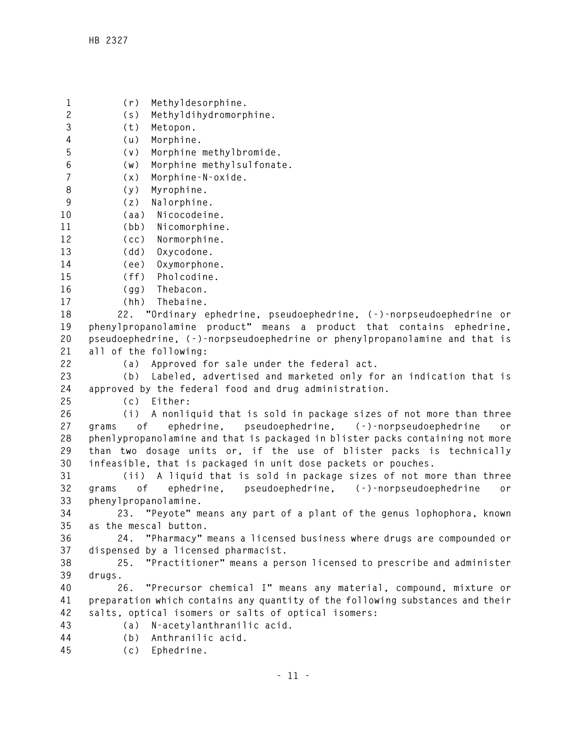(r) Methyldesorphine.

(s) Methyldihydromorphine.

(t) Metopon.

(u) Morphine.

(v) Morphine methylbromide.

(w) Morphine methylsulfonate.

(x) Morphine-N-oxide.

(y) Myrophine.

(z) Nalorphine.

(aa) Nicocodeine.

(bb) Nicomorphine.

(cc) Normorphine.

(dd) Oxycodone.

(ee) Oxymorphone.

(ff) Pholcodine.

(gg) Thebacon.

(hh) Thebaine.

22. "Ordinary ephedrine, pseudoephedrine, (-)-norpseudoephedrine or phenylpropanolamine product" means a product that contains ephedrine, pseudoephedrine, (-)-norpseudoephedrine or phenylpropanolamine and that is all of the following:

(a) Approved for sale under the federal act.

(b) Labeled, advertised and marketed only for an indication that is approved by the federal food and drug administration.

(c) Either:

(i) A nonliquid that is sold in package sizes of not more than three grams of ephedrine, pseudoephedrine, (-)-norpseudoephedrine or phenlypropanolamine and that is packaged in blister packs containing not more than two dosage units or, if the use of blister packs is technically infeasible, that is packaged in unit dose packets or pouches.

(ii) A liquid that is sold in package sizes of not more than three grams of ephedrine, pseudoephedrine, (-)-norpseudoephedrine or phenylpropanolamine.

23. "Peyote" means any part of a plant of the genus lophophora, known as the mescal button.

24. "Pharmacy" means a licensed business where drugs are compounded or dispensed by a licensed pharmacist.

25. "Practitioner" means a person licensed to prescribe and administer drugs.

26. "Precursor chemical I" means any material, compound, mixture or preparation which contains any quantity of the following substances and their salts, optical isomers or salts of optical isomers:

(a) N-acetylanthranilic acid.

(b) Anthranilic acid.

(c) Ephedrine.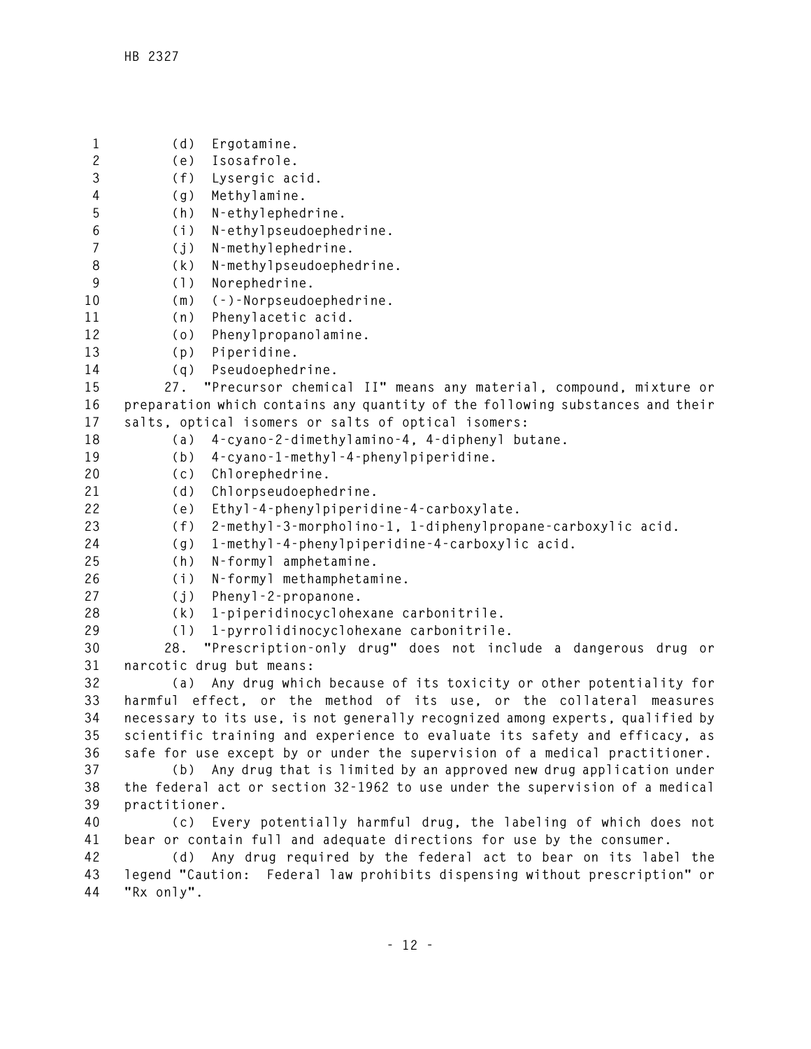(d) Ergotamine.

(e) Isosafrole.

(f) Lysergic acid.

(g) Methylamine.

(h) N-ethylephedrine.

(i) N-ethylpseudoephedrine.

(j) N-methylephedrine.

(k) N-methylpseudoephedrine.

(l) Norephedrine.

(m) (-)-Norpseudoephedrine.

(n) Phenylacetic acid.

(o) Phenylpropanolamine.

(p) Piperidine.

(q) Pseudoephedrine.

27. "Precursor chemical II" means any material, compound, mixture or preparation which contains any quantity of the following substances and their salts, optical isomers or salts of optical isomers:

(a) 4-cyano-2-dimethylamino-4, 4-diphenyl butane.

(b) 4-cyano-1-methyl-4-phenylpiperidine.

(c) Chlorephedrine.

(d) Chlorpseudoephedrine.

(e) Ethyl-4-phenylpiperidine-4-carboxylate.

(f) 2-methyl-3-morpholino-1, 1-diphenylpropane-carboxylic acid.

(g) 1-methyl-4-phenylpiperidine-4-carboxylic acid.

(h) N-formyl amphetamine.

(i) N-formyl methamphetamine.

(j) Phenyl-2-propanone.

(k) 1-piperidinocyclohexane carbonitrile.

(l) 1-pyrrolidinocyclohexane carbonitrile.

28. "Prescription-only drug" does not include a dangerous drug or narcotic drug but means:

(a) Any drug which because of its toxicity or other potentiality for harmful effect, or the method of its use, or the collateral measures necessary to its use, is not generally recognized among experts, qualified by scientific training and experience to evaluate its safety and efficacy, as safe for use except by or under the supervision of a medical practitioner.

(b) Any drug that is limited by an approved new drug application under the federal act or section 32-1962 to use under the supervision of a medical practitioner.

(c) Every potentially harmful drug, the labeling of which does not bear or contain full and adequate directions for use by the consumer.

(d) Any drug required by the federal act to bear on its label the legend "Caution: Federal law prohibits dispensing without prescription" or "Rx only".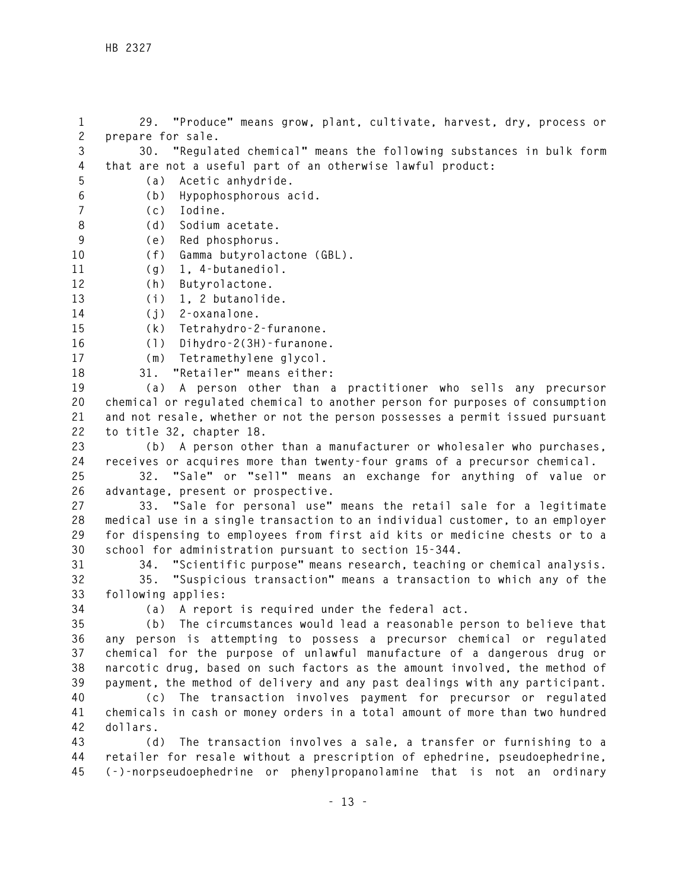29. "Produce" means grow, plant, cultivate, harvest, dry, process or prepare for sale.

30. "Regulated chemical" means the following substances in bulk form that are not a useful part of an otherwise lawful product:

(a) Acetic anhydride.

(b) Hypophosphorous acid.

(c) Iodine.

(d) Sodium acetate.

(e) Red phosphorus.

(f) Gamma butyrolactone (GBL).

(g) 1, 4-butanediol.

(h) Butyrolactone.

(i) 1, 2 butanolide.

(j) 2-oxanalone.

(k) Tetrahydro-2-furanone.

(l) Dihydro-2(3H)-furanone.

(m) Tetramethylene glycol.

31. "Retailer" means either:

(a) A person other than a practitioner who sells any precursor chemical or regulated chemical to another person for purposes of consumption and not resale, whether or not the person possesses a permit issued pursuant to title 32, chapter 18.

(b) A person other than a manufacturer or wholesaler who purchases, receives or acquires more than twenty-four grams of a precursor chemical.

32. "Sale" or "sell" means an exchange for anything of value or advantage, present or prospective.

33. "Sale for personal use" means the retail sale for a legitimate medical use in a single transaction to an individual customer, to an employer for dispensing to employees from first aid kits or medicine chests or to a school for administration pursuant to section 15-344.

34. "Scientific purpose" means research, teaching or chemical analysis.

35. "Suspicious transaction" means a transaction to which any of the following applies:

(a) A report is required under the federal act.

(b) The circumstances would lead a reasonable person to believe that any person is attempting to possess a precursor chemical or regulated chemical for the purpose of unlawful manufacture of a dangerous drug or narcotic drug, based on such factors as the amount involved, the method of payment, the method of delivery and any past dealings with any participant.

(c) The transaction involves payment for precursor or regulated chemicals in cash or money orders in a total amount of more than two hundred dollars.

(d) The transaction involves a sale, a transfer or furnishing to a retailer for resale without a prescription of ephedrine, pseudoephedrine, (-)-norpseudoephedrine or phenylpropanolamine that is not an ordinary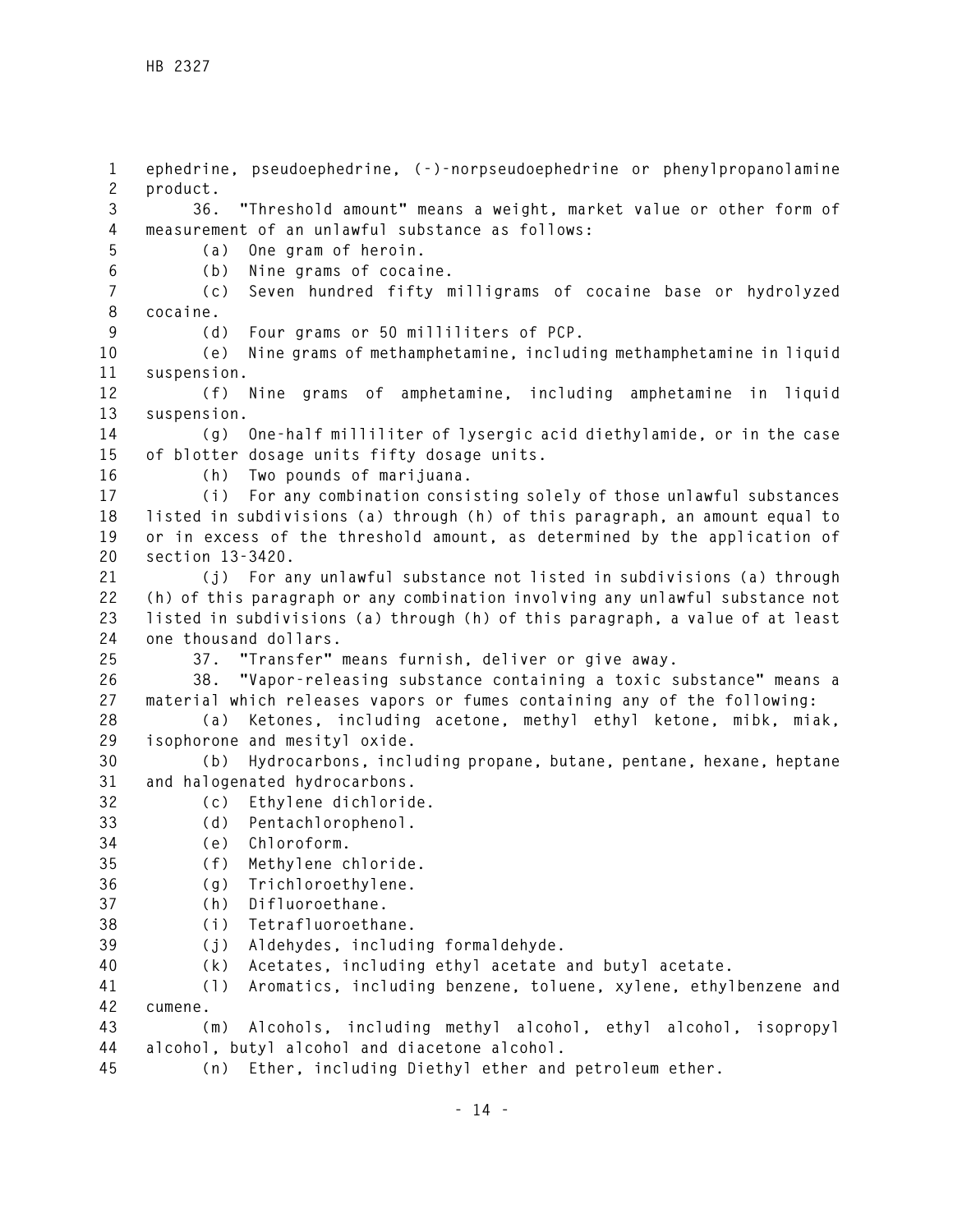ephedrine, pseudoephedrine, (-)-norpseudoephedrine or phenylpropanolamine product.

36. "Threshold amount" means a weight, market value or other form of measurement of an unlawful substance as follows:

(a) One gram of heroin.

(b) Nine grams of cocaine.

(c) Seven hundred fifty milligrams of cocaine base or hydrolyzed cocaine.

(d) Four grams or 50 milliliters of PCP.

(e) Nine grams of methamphetamine, including methamphetamine in liquid suspension.

(f) Nine grams of amphetamine, including amphetamine in liquid suspension.

(g) One-half milliliter of lysergic acid diethylamide, or in the case of blotter dosage units fifty dosage units.

(h) Two pounds of marijuana.

(i) For any combination consisting solely of those unlawful substances listed in subdivisions (a) through (h) of this paragraph, an amount equal to or in excess of the threshold amount, as determined by the application of section 13-3420.

(j) For any unlawful substance not listed in subdivisions (a) through (h) of this paragraph or any combination involving any unlawful substance not listed in subdivisions (a) through (h) of this paragraph, a value of at least one thousand dollars.

37. "Transfer" means furnish, deliver or give away.

38. "Vapor-releasing substance containing a toxic substance" means a material which releases vapors or fumes containing any of the following:

(a) Ketones, including acetone, methyl ethyl ketone, mibk, miak, isophorone and mesityl oxide.

(b) Hydrocarbons, including propane, butane, pentane, hexane, heptane and halogenated hydrocarbons.

(c) Ethylene dichloride.

(d) Pentachlorophenol.

(e) Chloroform.

(f) Methylene chloride.

(g) Trichloroethylene.

(h) Difluoroethane.

(i) Tetrafluoroethane.

(j) Aldehydes, including formaldehyde.

(k) Acetates, including ethyl acetate and butyl acetate.

(l) Aromatics, including benzene, toluene, xylene, ethylbenzene and cumene.

(m) Alcohols, including methyl alcohol, ethyl alcohol, isopropyl alcohol, butyl alcohol and diacetone alcohol.

(n) Ether, including Diethyl ether and petroleum ether.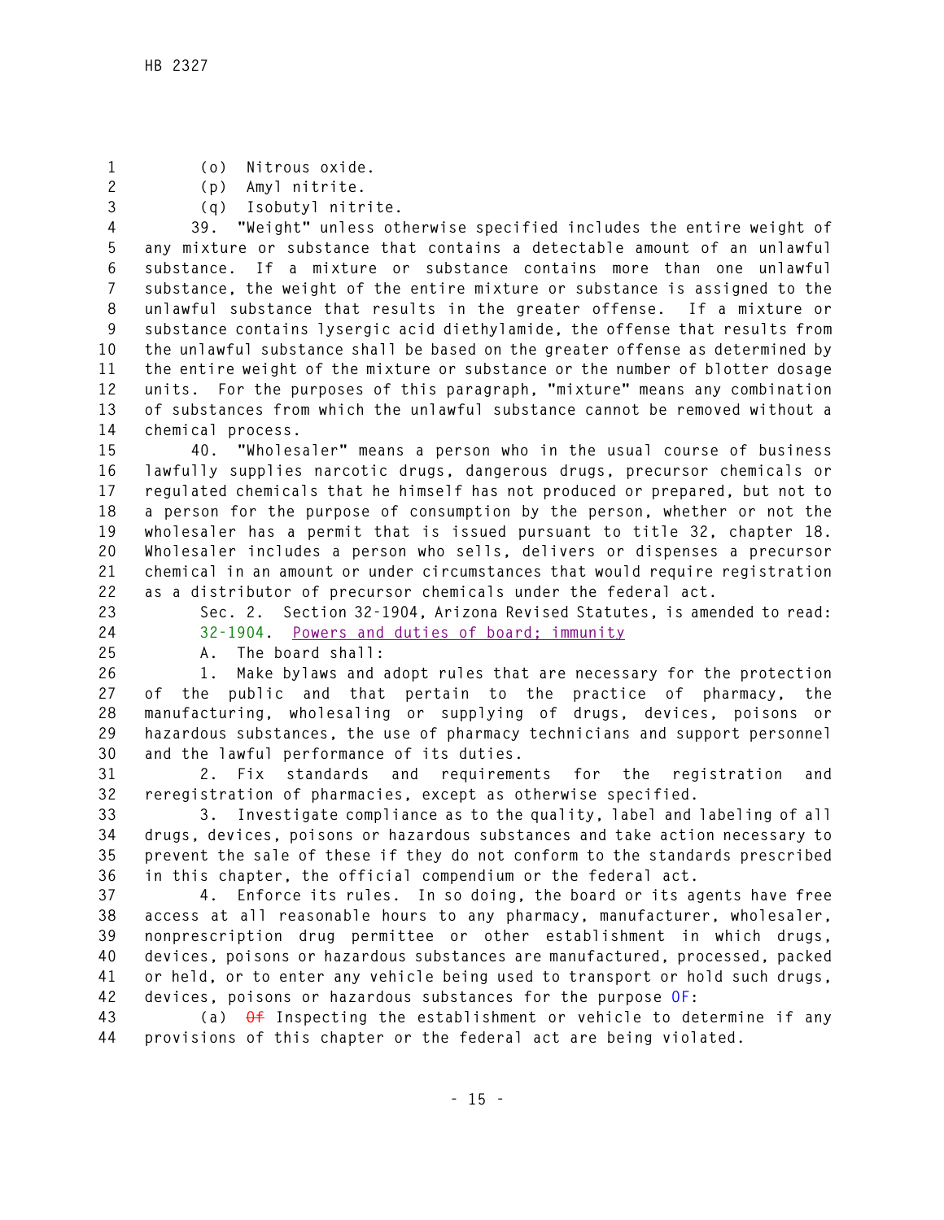(o) Nitrous oxide.

(p) Amyl nitrite.

(q) Isobutyl nitrite.

39. "Weight" unless otherwise specified includes the entire weight of any mixture or substance that contains a detectable amount of an unlawful substance. If a mixture or substance contains more than one unlawful substance, the weight of the entire mixture or substance is assigned to the unlawful substance that results in the greater offense. If a mixture or substance contains lysergic acid diethylamide, the offense that results from the unlawful substance shall be based on the greater offense as determined by the entire weight of the mixture or substance or the number of blotter dosage units. For the purposes of this paragraph, "mixture" means any combination of substances from which the unlawful substance cannot be removed without a chemical process.

40. "Wholesaler" means a person who in the usual course of business lawfully supplies narcotic drugs, dangerous drugs, precursor chemicals or regulated chemicals that he himself has not produced or prepared, but not to a person for the purpose of consumption by the person, whether or not the wholesaler has a permit that is issued pursuant to title 32, chapter 18. Wholesaler includes a person who sells, delivers or dispenses a precursor chemical in an amount or under circumstances that would require registration as a distributor of precursor chemicals under the federal act.

Sec. 2. Section 32-1904, Arizona Revised Statutes, is amended to read:

32-1904. Powers and duties of board; immunity

A. The board shall:

1. Make bylaws and adopt rules that are necessary for the protection of the public and that pertain to the practice of pharmacy, the manufacturing, wholesaling or supplying of drugs, devices, poisons or hazardous substances, the use of pharmacy technicians and support personnel and the lawful performance of its duties.

2. Fix standards and requirements for the registration and reregistration of pharmacies, except as otherwise specified.

3. Investigate compliance as to the quality, label and labeling of all drugs, devices, poisons or hazardous substances and take action necessary to prevent the sale of these if they do not conform to the standards prescribed in this chapter, the official compendium or the federal act.

4. Enforce its rules. In so doing, the board or its agents have free access at all reasonable hours to any pharmacy, manufacturer, wholesaler, nonprescription drug permittee or other establishment in which drugs, devices, poisons or hazardous substances are manufactured, processed, packed or held, or to enter any vehicle being used to transport or hold such drugs, devices, poisons or hazardous substances for the purpose OF:

(a) ~~Of~~ Inspecting the establishment or vehicle to determine if any provisions of this chapter or the federal act are being violated.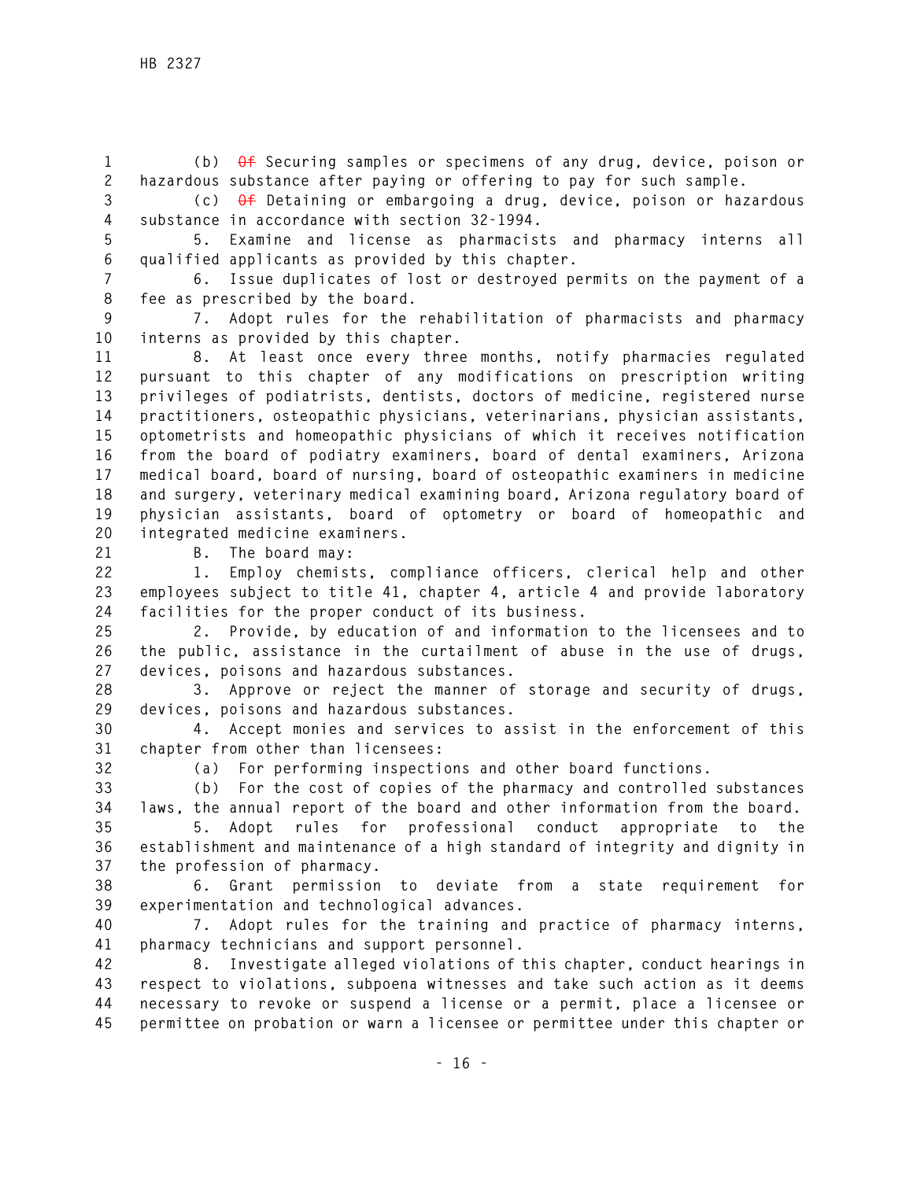(b) ~~Of~~ Securing samples or specimens of any drug, device, poison or hazardous substance after paying or offering to pay for such sample.

(c) ~~Of~~ Detaining or embargoing a drug, device, poison or hazardous substance in accordance with section 32-1994.

5. Examine and license as pharmacists and pharmacy interns all qualified applicants as provided by this chapter.

6. Issue duplicates of lost or destroyed permits on the payment of a fee as prescribed by the board.

7. Adopt rules for the rehabilitation of pharmacists and pharmacy interns as provided by this chapter.

8. At least once every three months, notify pharmacies regulated pursuant to this chapter of any modifications on prescription writing privileges of podiatrists, dentists, doctors of medicine, registered nurse practitioners, osteopathic physicians, veterinarians, physician assistants, optometrists and homeopathic physicians of which it receives notification from the board of podiatry examiners, board of dental examiners, Arizona medical board, board of nursing, board of osteopathic examiners in medicine and surgery, veterinary medical examining board, Arizona regulatory board of physician assistants, board of optometry or board of homeopathic and integrated medicine examiners.

B. The board may:

1. Employ chemists, compliance officers, clerical help and other employees subject to title 41, chapter 4, article 4 and provide laboratory facilities for the proper conduct of its business.

2. Provide, by education of and information to the licensees and to the public, assistance in the curtailment of abuse in the use of drugs, devices, poisons and hazardous substances.

3. Approve or reject the manner of storage and security of drugs, devices, poisons and hazardous substances.

4. Accept monies and services to assist in the enforcement of this chapter from other than licensees:

(a) For performing inspections and other board functions.

(b) For the cost of copies of the pharmacy and controlled substances laws, the annual report of the board and other information from the board.

5. Adopt rules for professional conduct appropriate to the establishment and maintenance of a high standard of integrity and dignity in the profession of pharmacy.

6. Grant permission to deviate from a state requirement for experimentation and technological advances.

7. Adopt rules for the training and practice of pharmacy interns, pharmacy technicians and support personnel.

8. Investigate alleged violations of this chapter, conduct hearings in respect to violations, subpoena witnesses and take such action as it deems necessary to revoke or suspend a license or a permit, place a licensee or permittee on probation or warn a licensee or permittee under this chapter or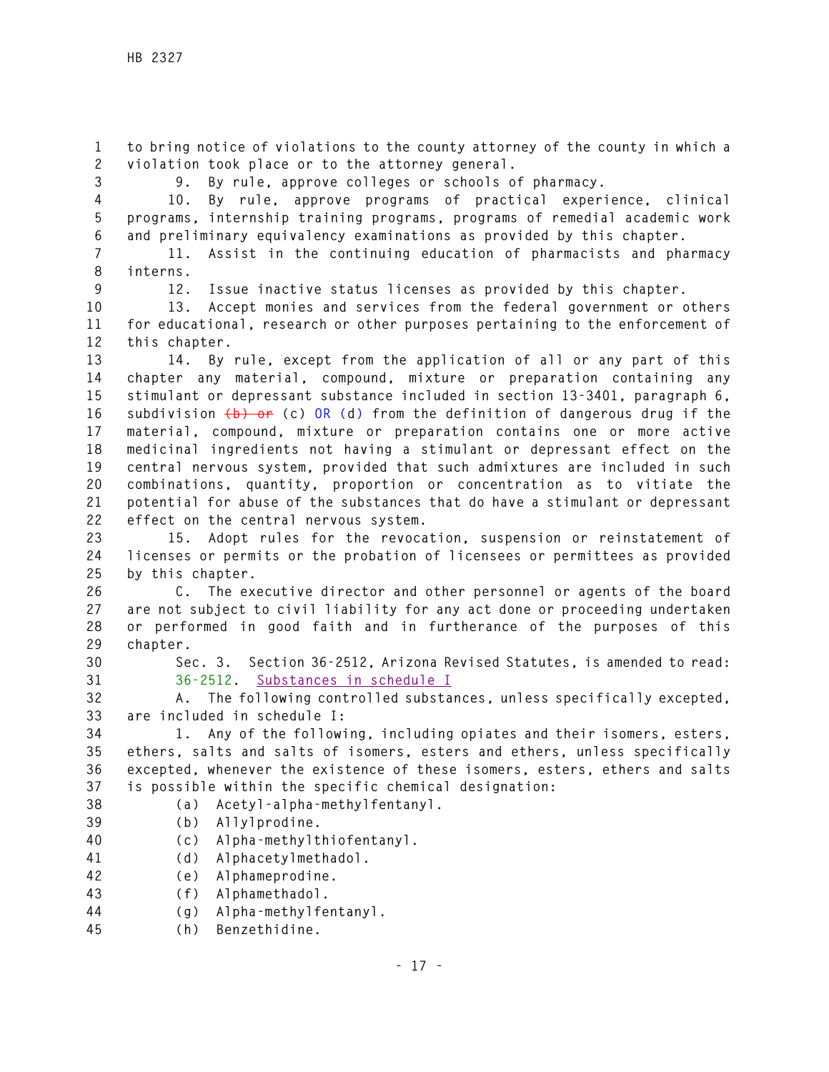to bring notice of violations to the county attorney of the county in which a violation took place or to the attorney general.

9. By rule, approve colleges or schools of pharmacy.

10. By rule, approve programs of practical experience, clinical programs, internship training programs, programs of remedial academic work and preliminary equivalency examinations as provided by this chapter.

11. Assist in the continuing education of pharmacists and pharmacy interns.

12. Issue inactive status licenses as provided by this chapter.

13. Accept monies and services from the federal government or others for educational, research or other purposes pertaining to the enforcement of this chapter.

14. By rule, except from the application of all or any part of this chapter any material, compound, mixture or preparation containing any stimulant or depressant substance included in section 13-3401, paragraph 6, subdivision ~~(b) or~~ (c) OR (d) from the definition of dangerous drug if the material, compound, mixture or preparation contains one or more active medicinal ingredients not having a stimulant or depressant effect on the central nervous system, provided that such admixtures are included in such combinations, quantity, proportion or concentration as to vitiate the potential for abuse of the substances that do have a stimulant or depressant effect on the central nervous system.

15. Adopt rules for the revocation, suspension or reinstatement of licenses or permits or the probation of licensees or permittees as provided by this chapter.

C. The executive director and other personnel or agents of the board are not subject to civil liability for any act done or proceeding undertaken or performed in good faith and in furtherance of the purposes of this chapter.

Sec. 3. Section 36-2512, Arizona Revised Statutes, is amended to read:

36-2512. Substances in schedule I

A. The following controlled substances, unless specifically excepted, are included in schedule I:

1. Any of the following, including opiates and their isomers, esters, ethers, salts and salts of isomers, esters and ethers, unless specifically excepted, whenever the existence of these isomers, esters, ethers and salts is possible within the specific chemical designation:

(a) Acetyl-alpha-methylfentanyl.

(b) Allylprodine.

(c) Alpha-methylthiofentanyl.

(d) Alphacetylmethadol.

(e) Alphameprodine.

(f) Alphamethadol.

(g) Alpha-methylfentanyl.

(h) Benzethidine.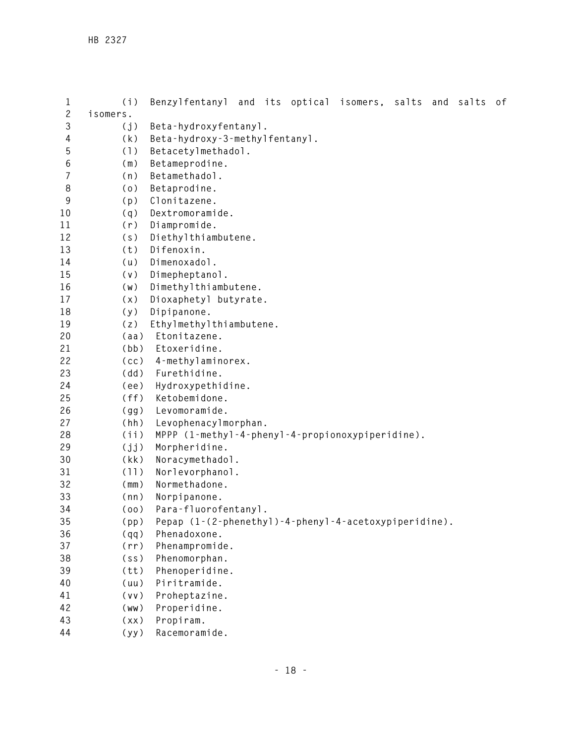(i) Benzylfentanyl and its optical isomers, salts and salts of isomers.

(j) Beta-hydroxyfentanyl.

(k) Beta-hydroxy-3-methylfentanyl.

(l) Betacetylmethadol.

(m) Betameprodine.

(n) Betamethadol.

(o) Betaprodine.

(p) Clonitazene.

(q) Dextromoramide.

(r) Diampromide.

(s) Diethylthiambutene.

(t) Difenoxin.

(u) Dimenoxadol.

(v) Dimepheptanol.

(w) Dimethylthiambutene.

(x) Dioxaphetyl butyrate.

(y) Dipipanone.

(z) Ethylmethylthiambutene.

(aa) Etonitazene.

(bb) Etoxeridine.

(cc) 4-methylaminorex.

(dd) Furethidine.

(ee) Hydroxypethidine.

(ff) Ketobemidone.

(gg) Levomoramide.

(hh) Levophenacylmorphan.

(ii) MPPP (1-methyl-4-phenyl-4-propionoxypiperidine).

(jj) Morpheridine.

(kk) Noracymethadol.

(ll) Norlevorphanol.

(mm) Normethadone.

(nn) Norpipanone.

(oo) Para-fluorofentanyl.

(pp) Pepap (1-(2-phenethyl)-4-phenyl-4-acetoxypiperidine).

(qq) Phenadoxone.

(rr) Phenampromide.

(ss) Phenomorphan.

(tt) Phenoperidine.

(uu) Piritramide.

(vv) Proheptazine.

(ww) Properidine.

(xx) Propiram.

(yy) Racemoramide.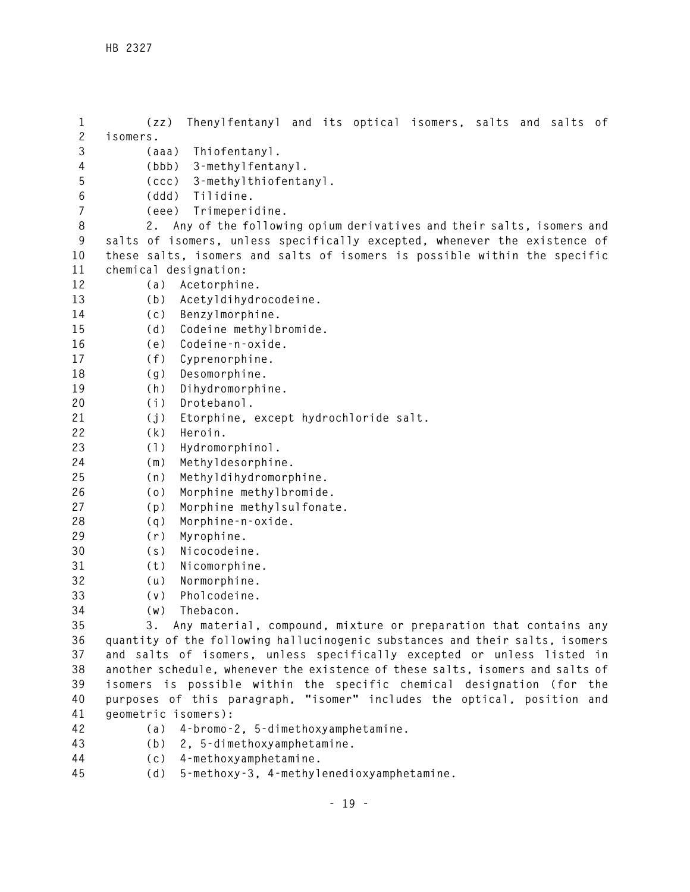(zz) Thenylfentanyl and its optical isomers, salts and salts of isomers.

(aaa) Thiofentanyl.

(bbb) 3-methylfentanyl.

(ccc) 3-methylthiofentanyl.

(ddd) Tilidine.

(eee) Trimeperidine.

2. Any of the following opium derivatives and their salts, isomers and salts of isomers, unless specifically excepted, whenever the existence of these salts, isomers and salts of isomers is possible within the specific chemical designation:

(a) Acetorphine.

(b) Acetyldihydrocodeine.

(c) Benzylmorphine.

(d) Codeine methylbromide.

(e) Codeine-n-oxide.

(f) Cyprenorphine.

(g) Desomorphine.

(h) Dihydromorphine.

(i) Drotebanol.

(j) Etorphine, except hydrochloride salt.

(k) Heroin.

(l) Hydromorphinol.

(m) Methyldesorphine.

(n) Methyldihydromorphine.

(o) Morphine methylbromide.

(p) Morphine methylsulfonate.

(q) Morphine-n-oxide.

(r) Myrophine.

(s) Nicocodeine.

(t) Nicomorphine.

(u) Normorphine.

(v) Pholcodeine.

(w) Thebacon.

3. Any material, compound, mixture or preparation that contains any quantity of the following hallucinogenic substances and their salts, isomers and salts of isomers, unless specifically excepted or unless listed in another schedule, whenever the existence of these salts, isomers and salts of isomers is possible within the specific chemical designation (for the purposes of this paragraph, "isomer" includes the optical, position and geometric isomers):

(a) 4-bromo-2, 5-dimethoxyamphetamine.

(b) 2, 5-dimethoxyamphetamine.

(c) 4-methoxyamphetamine.

(d) 5-methoxy-3, 4-methylenedioxyamphetamine.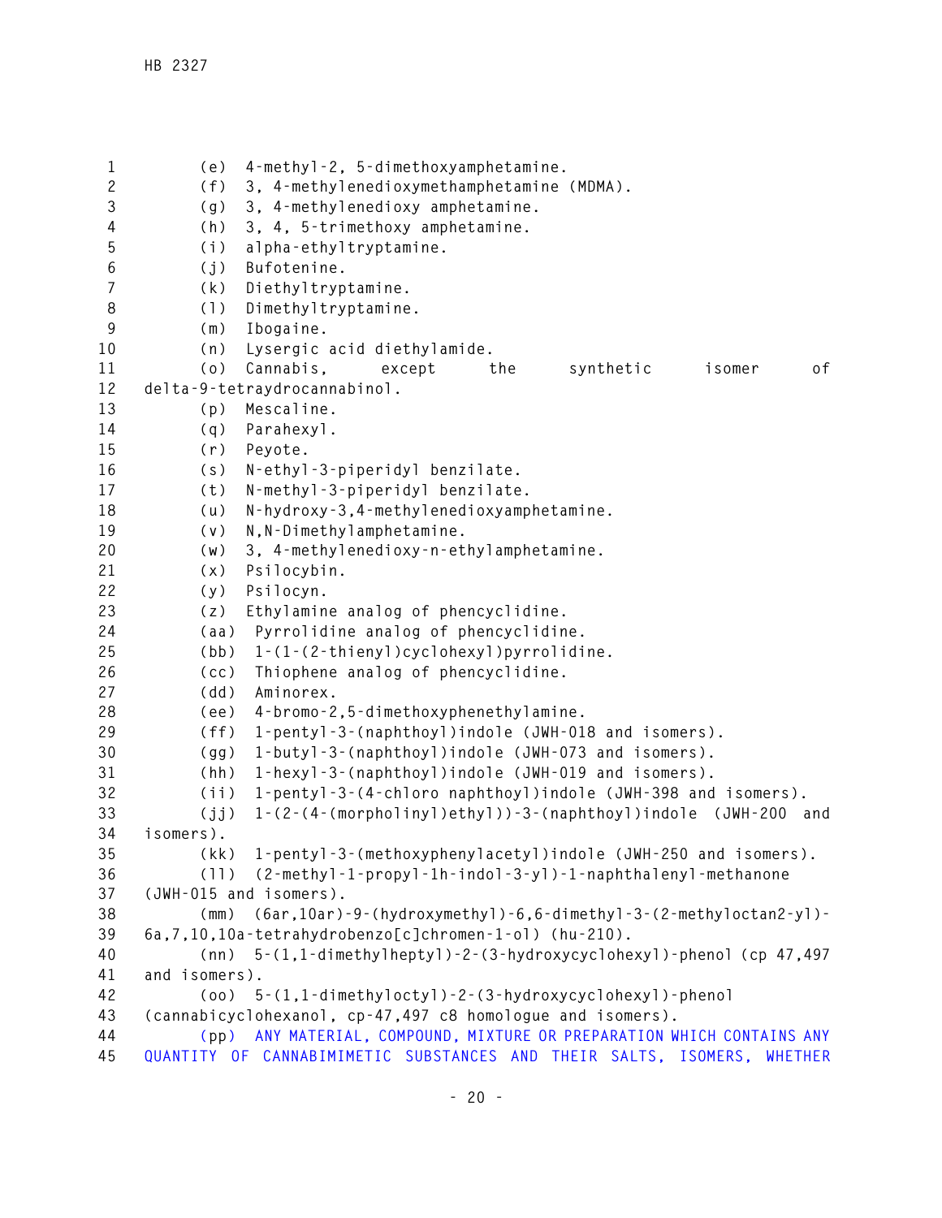(e) 4-methyl-2, 5-dimethoxyamphetamine.

(f) 3, 4-methylenedioxymethamphetamine (MDMA).

(g) 3, 4-methylenedioxy amphetamine.

(h) 3, 4, 5-trimethoxy amphetamine.

(i) alpha-ethyltryptamine.

(j) Bufotenine.

(k) Diethyltryptamine.

(l) Dimethyltryptamine.

(m) Ibogaine.

(n) Lysergic acid diethylamide.

(o) Cannabis, except the synthetic isomer of delta-9-tetraydrocannabinol.

(p) Mescaline.

(q) Parahexyl.

(r) Peyote.

(s) N-ethyl-3-piperidyl benzilate.

(t) N-methyl-3-piperidyl benzilate.

(u) N-hydroxy-3,4-methylenedioxyamphetamine.

(v) N,N-Dimethylamphetamine.

(w) 3, 4-methylenedioxy-n-ethylamphetamine.

(x) Psilocybin.

(y) Psilocyn.

(z) Ethylamine analog of phencyclidine.

(aa) Pyrrolidine analog of phencyclidine.

(bb) 1-(1-(2-thienyl)cyclohexyl)pyrrolidine.

(cc) Thiophene analog of phencyclidine.

(dd) Aminorex.

(ee) 4-bromo-2,5-dimethoxyphenethylamine.

(ff) 1-pentyl-3-(naphthoyl)indole (JWH-018 and isomers).

(gg) 1-butyl-3-(naphthoyl)indole (JWH-073 and isomers).

(hh) 1-hexyl-3-(naphthoyl)indole (JWH-019 and isomers).

(ii) 1-pentyl-3-(4-chloro naphthoyl)indole (JWH-398 and isomers).

(jj) 1-(2-(4-(morpholinyl)ethyl))-3-(naphthoyl)indole (JWH-200 and isomers).

(kk) 1-pentyl-3-(methoxyphenylacetyl)indole (JWH-250 and isomers).

(ll) (2-methyl-1-propyl-1h-indol-3-yl)-1-naphthalenyl-methanone (JWH-015 and isomers).

(mm) (6ar,10ar)-9-(hydroxymethyl)-6,6-dimethyl-3-(2-methyloctan2-yl)-6a,7,10,10a-tetrahydrobenzo[c]chromen-1-ol) (hu-210).

(nn) 5-(1,1-dimethylheptyl)-2-(3-hydroxycyclohexyl)-phenol (cp 47,497 and isomers).

(oo) 5-(1,1-dimethyloctyl)-2-(3-hydroxycyclohexyl)-phenol (cannabicyclohexanol, cp-47,497 c8 homologue and isomers).

(pp) ANY MATERIAL, COMPOUND, MIXTURE OR PREPARATION WHICH CONTAINS ANY QUANTITY OF CANNABIMIMETIC SUBSTANCES AND THEIR SALTS, ISOMERS, WHETHER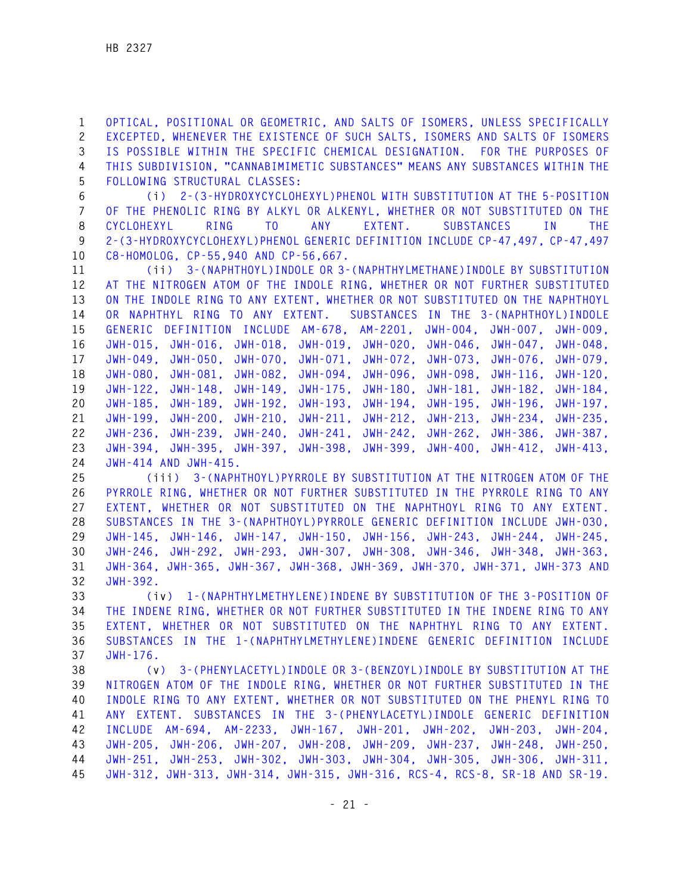OPTICAL, POSITIONAL OR GEOMETRIC, AND SALTS OF ISOMERS, UNLESS SPECIFICALLY EXCEPTED, WHENEVER THE EXISTENCE OF SUCH SALTS, ISOMERS AND SALTS OF ISOMERS IS POSSIBLE WITHIN THE SPECIFIC CHEMICAL DESIGNATION. FOR THE PURPOSES OF THIS SUBDIVISION, "CANNABIMIMETIC SUBSTANCES" MEANS ANY SUBSTANCES WITHIN THE FOLLOWING STRUCTURAL CLASSES:

(i) 2-(3-HYDROXYCYCLOHEXYL)PHENOL WITH SUBSTITUTION AT THE 5-POSITION OF THE PHENOLIC RING BY ALKYL OR ALKENYL, WHETHER OR NOT SUBSTITUTED ON THE CYCLOHEXYL RING TO ANY EXTENT. SUBSTANCES IN THE 2-(3-HYDROXYCYCLOHEXYL)PHENOL GENERIC DEFINITION INCLUDE CP-47,497, CP-47,497 C8-HOMOLOG, CP-55,940 AND CP-56,667.

(ii) 3-(NAPHTHOYL)INDOLE OR 3-(NAPHTHYLMETHANE)INDOLE BY SUBSTITUTION AT THE NITROGEN ATOM OF THE INDOLE RING, WHETHER OR NOT FURTHER SUBSTITUTED ON THE INDOLE RING TO ANY EXTENT, WHETHER OR NOT SUBSTITUTED ON THE NAPHTHOYL OR NAPHTHYL RING TO ANY EXTENT. SUBSTANCES IN THE 3-(NAPHTHOYL)INDOLE GENERIC DEFINITION INCLUDE AM-678, AM-2201, JWH-004, JWH-007, JWH-009, JWH-015, JWH-016, JWH-018, JWH-019, JWH-020, JWH-046, JWH-047, JWH-048, JWH-049, JWH-050, JWH-070, JWH-071, JWH-072, JWH-073, JWH-076, JWH-079, JWH-080, JWH-081, JWH-082, JWH-094, JWH-096, JWH-098, JWH-116, JWH-120, JWH-122, JWH-148, JWH-149, JWH-175, JWH-180, JWH-181, JWH-182, JWH-184, JWH-185, JWH-189, JWH-192, JWH-193, JWH-194, JWH-195, JWH-196, JWH-197, JWH-199, JWH-200, JWH-210, JWH-211, JWH-212, JWH-213, JWH-234, JWH-235, JWH-236, JWH-239, JWH-240, JWH-241, JWH-242, JWH-262, JWH-386, JWH-387, JWH-394, JWH-395, JWH-397, JWH-398, JWH-399, JWH-400, JWH-412, JWH-413, JWH-414 AND JWH-415.

(iii) 3-(NAPHTHOYL)PYRROLE BY SUBSTITUTION AT THE NITROGEN ATOM OF THE PYRROLE RING, WHETHER OR NOT FURTHER SUBSTITUTED IN THE PYRROLE RING TO ANY EXTENT, WHETHER OR NOT SUBSTITUTED ON THE NAPHTHOYL RING TO ANY EXTENT. SUBSTANCES IN THE 3-(NAPHTHOYL)PYRROLE GENERIC DEFINITION INCLUDE JWH-030, JWH-145, JWH-146, JWH-147, JWH-150, JWH-156, JWH-243, JWH-244, JWH-245, JWH-246, JWH-292, JWH-293, JWH-307, JWH-308, JWH-346, JWH-348, JWH-363, JWH-364, JWH-365, JWH-367, JWH-368, JWH-369, JWH-370, JWH-371, JWH-373 AND JWH-392.

(iv) 1-(NAPHTHYLMETHYLENE)INDENE BY SUBSTITUTION OF THE 3-POSITION OF THE INDENE RING, WHETHER OR NOT FURTHER SUBSTITUTED IN THE INDENE RING TO ANY EXTENT, WHETHER OR NOT SUBSTITUTED ON THE NAPHTHYL RING TO ANY EXTENT. SUBSTANCES IN THE 1-(NAPHTHYLMETHYLENE)INDENE GENERIC DEFINITION INCLUDE JWH-176.

(v) 3-(PHENYLACETYL)INDOLE OR 3-(BENZOYL)INDOLE BY SUBSTITUTION AT THE NITROGEN ATOM OF THE INDOLE RING, WHETHER OR NOT FURTHER SUBSTITUTED IN THE INDOLE RING TO ANY EXTENT, WHETHER OR NOT SUBSTITUTED ON THE PHENYL RING TO ANY EXTENT. SUBSTANCES IN THE 3-(PHENYLACETYL)INDOLE GENERIC DEFINITION INCLUDE AM-694, AM-2233, JWH-167, JWH-201, JWH-202, JWH-203, JWH-204, JWH-205, JWH-206, JWH-207, JWH-208, JWH-209, JWH-237, JWH-248, JWH-250, JWH-251, JWH-253, JWH-302, JWH-303, JWH-304, JWH-305, JWH-306, JWH-311, JWH-312, JWH-313, JWH-314, JWH-315, JWH-316, RCS-4, RCS-8, SR-18 AND SR-19.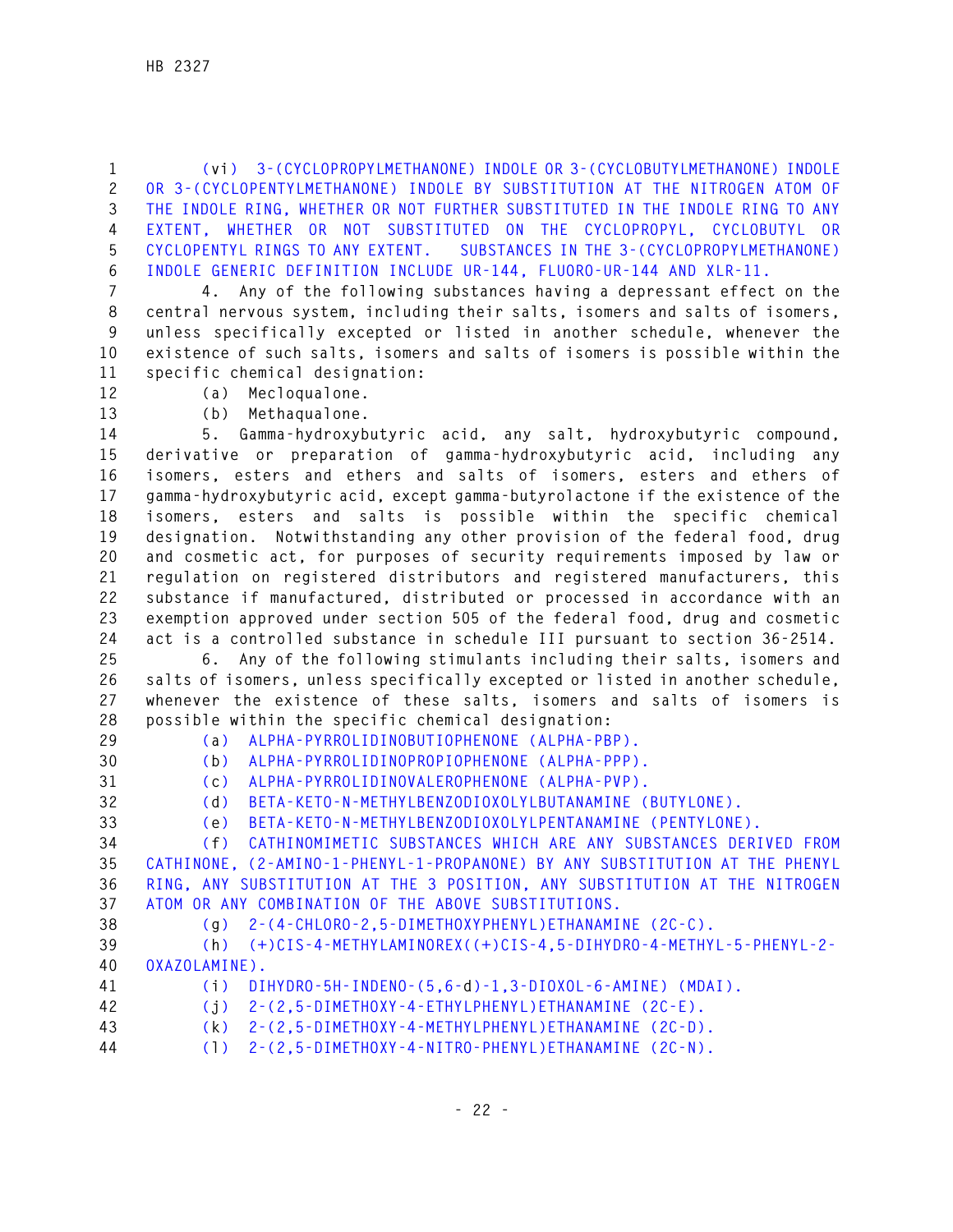(vi) 3-(CYCLOPROPYLMETHANONE) INDOLE OR 3-(CYCLOBUTYLMETHANONE) INDOLE OR 3-(CYCLOPENTYLMETHANONE) INDOLE BY SUBSTITUTION AT THE NITROGEN ATOM OF THE INDOLE RING, WHETHER OR NOT FURTHER SUBSTITUTED IN THE INDOLE RING TO ANY EXTENT, WHETHER OR NOT SUBSTITUTED ON THE CYCLOPROPYL, CYCLOBUTYL OR CYCLOPENTYL RINGS TO ANY EXTENT. SUBSTANCES IN THE 3-(CYCLOPROPYLMETHANONE) INDOLE GENERIC DEFINITION INCLUDE UR-144, FLUORO-UR-144 AND XLR-11.

4. Any of the following substances having a depressant effect on the central nervous system, including their salts, isomers and salts of isomers, unless specifically excepted or listed in another schedule, whenever the existence of such salts, isomers and salts of isomers is possible within the specific chemical designation:

(a) Mecloqualone.

(b) Methaqualone.

5. Gamma-hydroxybutyric acid, any salt, hydroxybutyric compound, derivative or preparation of gamma-hydroxybutyric acid, including any isomers, esters and ethers and salts of isomers, esters and ethers of gamma-hydroxybutyric acid, except gamma-butyrolactone if the existence of the isomers, esters and salts is possible within the specific chemical designation. Notwithstanding any other provision of the federal food, drug and cosmetic act, for purposes of security requirements imposed by law or regulation on registered distributors and registered manufacturers, this substance if manufactured, distributed or processed in accordance with an exemption approved under section 505 of the federal food, drug and cosmetic act is a controlled substance in schedule III pursuant to section 36-2514.

6. Any of the following stimulants including their salts, isomers and salts of isomers, unless specifically excepted or listed in another schedule, whenever the existence of these salts, isomers and salts of isomers is possible within the specific chemical designation:

(a) ALPHA-PYRROLIDINOBUTIOPHENONE (ALPHA-PBP).

(b) ALPHA-PYRROLIDINOPROPIOPHENONE (ALPHA-PPP).

(c) ALPHA-PYRROLIDINOVALEROPHENONE (ALPHA-PVP).

(d) BETA-KETO-N-METHYLBENZODIOXOLYLBUTANAMINE (BUTYLONE).

(e) BETA-KETO-N-METHYLBENZODIOXOLYLPENTANAMINE (PENTYLONE).

(f) CATHINOMIMETIC SUBSTANCES WHICH ARE ANY SUBSTANCES DERIVED FROM CATHINONE, (2-AMINO-1-PHENYL-1-PROPANONE) BY ANY SUBSTITUTION AT THE PHENYL RING, ANY SUBSTITUTION AT THE 3 POSITION, ANY SUBSTITUTION AT THE NITROGEN ATOM OR ANY COMBINATION OF THE ABOVE SUBSTITUTIONS.

(g) 2-(4-CHLORO-2,5-DIMETHOXYPHENYL)ETHANAMINE (2C-C).

(h) (+)CIS-4-METHYLAMINOREX((+)CIS-4,5-DIHYDRO-4-METHYL-5-PHENYL-2-OXAZOLAMINE).

(i) DIHYDRO-5H-INDENO-(5,6-d)-1,3-DIOXOL-6-AMINE) (MDAI).

(j) 2-(2,5-DIMETHOXY-4-ETHYLPHENYL)ETHANAMINE (2C-E).

(k) 2-(2,5-DIMETHOXY-4-METHYLPHENYL)ETHANAMINE (2C-D).

(l) 2-(2,5-DIMETHOXY-4-NITRO-PHENYL)ETHANAMINE (2C-N).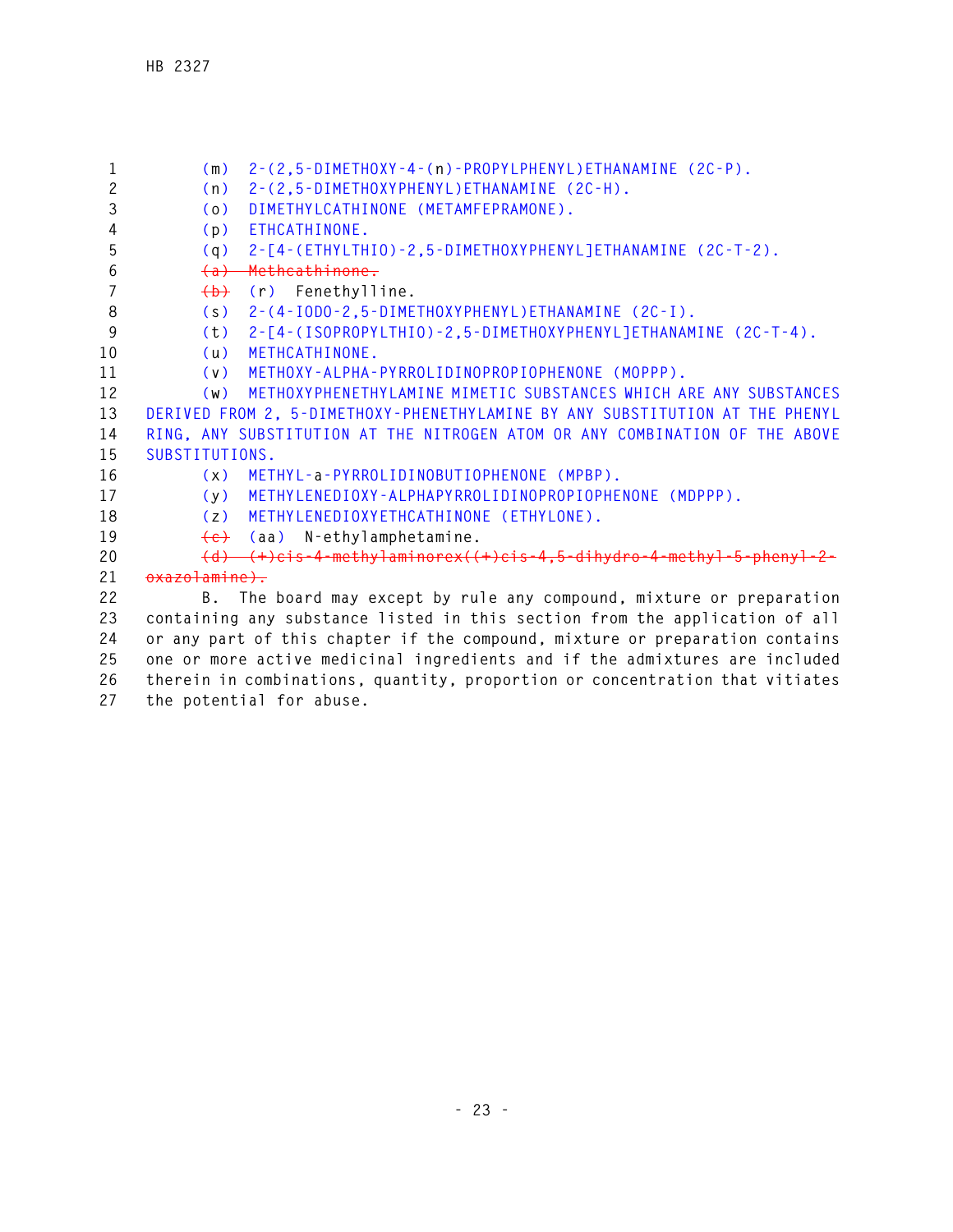(m) 2-(2,5-DIMETHOXY-4-(n)-PROPYLPHENYL)ETHANAMINE (2C-P).

(n) 2-(2,5-DIMETHOXYPHENYL)ETHANAMINE (2C-H).

(o) DIMETHYLCATHINONE (METAMFEPRAMONE).

(p) ETHCATHINONE.

(q) 2-[4-(ETHYLTHIO)-2,5-DIMETHOXYPHENYL]ETHANAMINE (2C-T-2).

~~(a) Methcathinone.~~

~~(b)~~ (r) Fenethylline.

(s) 2-(4-IODO-2,5-DIMETHOXYPHENYL)ETHANAMINE (2C-I).

(t) 2-[4-(ISOPROPYLTHIO)-2,5-DIMETHOXYPHENYL]ETHANAMINE (2C-T-4).

(u) METHCATHINONE.

(v) METHOXY-ALPHA-PYRROLIDINOPROPIOPHENONE (MOPPP).

(w) METHOXYPHENETHYLAMINE MIMETIC SUBSTANCES WHICH ARE ANY SUBSTANCES DERIVED FROM 2, 5-DIMETHOXY-PHENETHYLAMINE BY ANY SUBSTITUTION AT THE PHENYL RING, ANY SUBSTITUTION AT THE NITROGEN ATOM OR ANY COMBINATION OF THE ABOVE SUBSTITUTIONS.

(x) METHYL-a-PYRROLIDINOBUTIOPHENONE (MPBP).

(y) METHYLENEDIOXY-ALPHAPYRROLIDINOPROPIOPHENONE (MDPPP).

(z) METHYLENEDIOXYETHCATHINONE (ETHYLONE).

~~(c)~~ (aa) N-ethylamphetamine.

~~(d) (+)cis-4-methylaminorex((+)cis-4,5-dihydro-4-methyl-5-phenyl-2-oxazolamine).~~

B. The board may except by rule any compound, mixture or preparation containing any substance listed in this section from the application of all or any part of this chapter if the compound, mixture or preparation contains one or more active medicinal ingredients and if the admixtures are included therein in combinations, quantity, proportion or concentration that vitiates the potential for abuse.